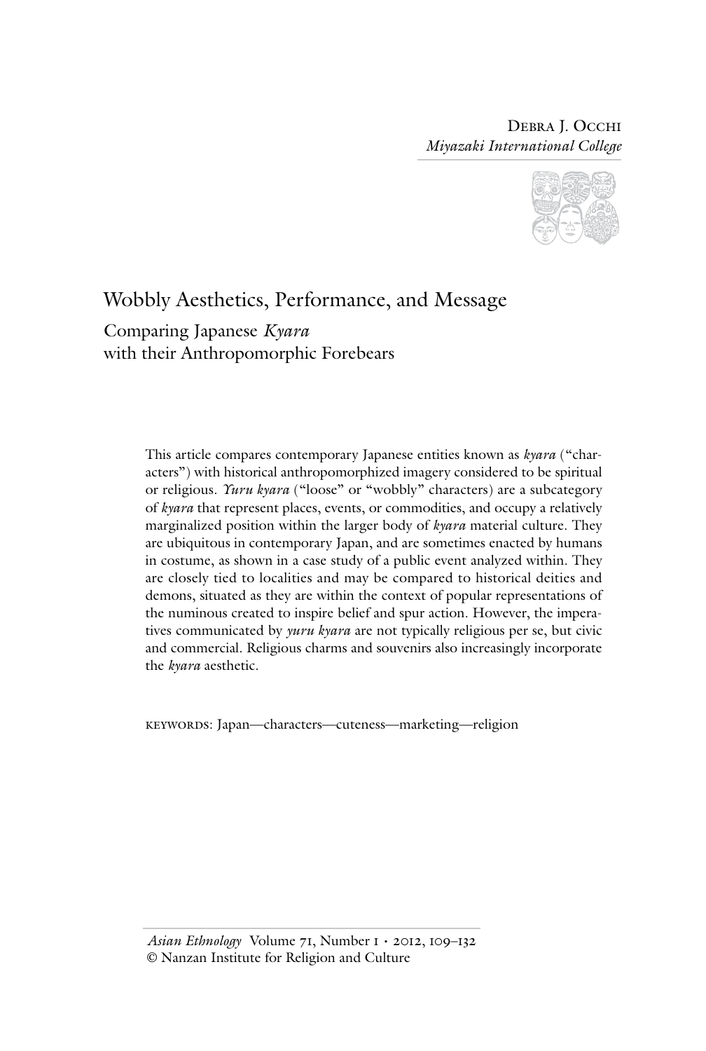Debra J. Occhi
*Miyazaki International College*

# Wobbly Aesthetics, Performance, and Message

## Comparing Japanese *Kyara* with their Anthropomorphic Forebears

This article compares contemporary Japanese entities known as *kyara* ("characters") with historical anthropomorphized imagery considered to be spiritual or religious. *Yuru kyara* ("loose" or "wobbly" characters) are a subcategory of *kyara* that represent places, events, or commodities, and occupy a relatively marginalized position within the larger body of *kyara* material culture. They are ubiquitous in contemporary Japan, and are sometimes enacted by humans in costume, as shown in a case study of a public event analyzed within. They are closely tied to localities and may be compared to historical deities and demons, situated as they are within the context of popular representations of the numinous created to inspire belief and spur action. However, the imperatives communicated by *yuru kyara* are not typically religious per se, but civic and commercial. Religious charms and souvenirs also increasingly incorporate the *kyara* aesthetic.

keywords: Japan—characters—cuteness—marketing—religion

*Asian Ethnology* Volume 71, Number 1 • 2012, 109–132
© Nanzan Institute for Religion and Culture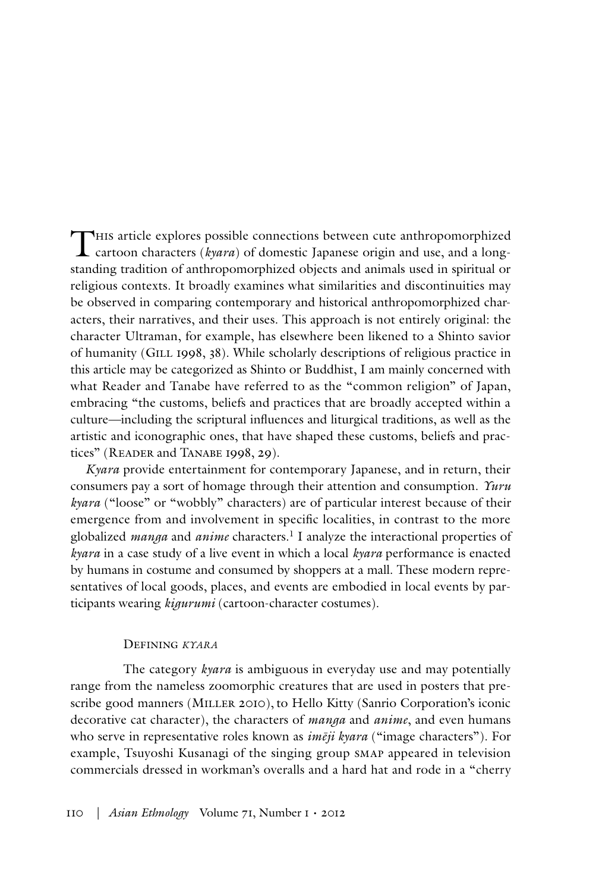This article explores possible connections between cute anthropomorphized cartoon characters (*kyara*) of domestic Japanese origin and use, and a longstanding tradition of anthropomorphized objects and animals used in spiritual or religious contexts. It broadly examines what similarities and discontinuities may be observed in comparing contemporary and historical anthropomorphized characters, their narratives, and their uses. This approach is not entirely original: the character Ultraman, for example, has elsewhere been likened to a Shinto savior of humanity (Gill 1998, 38). While scholarly descriptions of religious practice in this article may be categorized as Shinto or Buddhist, I am mainly concerned with what Reader and Tanabe have referred to as the "common religion" of Japan, embracing "the customs, beliefs and practices that are broadly accepted within a culture—including the scriptural influences and liturgical traditions, as well as the artistic and iconographic ones, that have shaped these customs, beliefs and practices" (Reader and Tanabe 1998, 29).

*Kyara* provide entertainment for contemporary Japanese, and in return, their consumers pay a sort of homage through their attention and consumption. *Yuru kyara* ("loose" or "wobbly" characters) are of particular interest because of their emergence from and involvement in specific localities, in contrast to the more globalized *manga* and *anime* characters.[1] I analyze the interactional properties of *kyara* in a case study of a live event in which a local *kyara* performance is enacted by humans in costume and consumed by shoppers at a mall. These modern representatives of local goods, places, and events are embodied in local events by participants wearing *kigurumi* (cartoon-character costumes).

## Defining *kyara*

The category *kyara* is ambiguous in everyday use and may potentially range from the nameless zoomorphic creatures that are used in posters that prescribe good manners (Miller 2010), to Hello Kitty (Sanrio Corporation's iconic decorative cat character), the characters of *manga* and *anime*, and even humans who serve in representative roles known as *imēji kyara* ("image characters"). For example, Tsuyoshi Kusanagi of the singing group SMAP appeared in television commercials dressed in workman's overalls and a hard hat and rode in a "cherry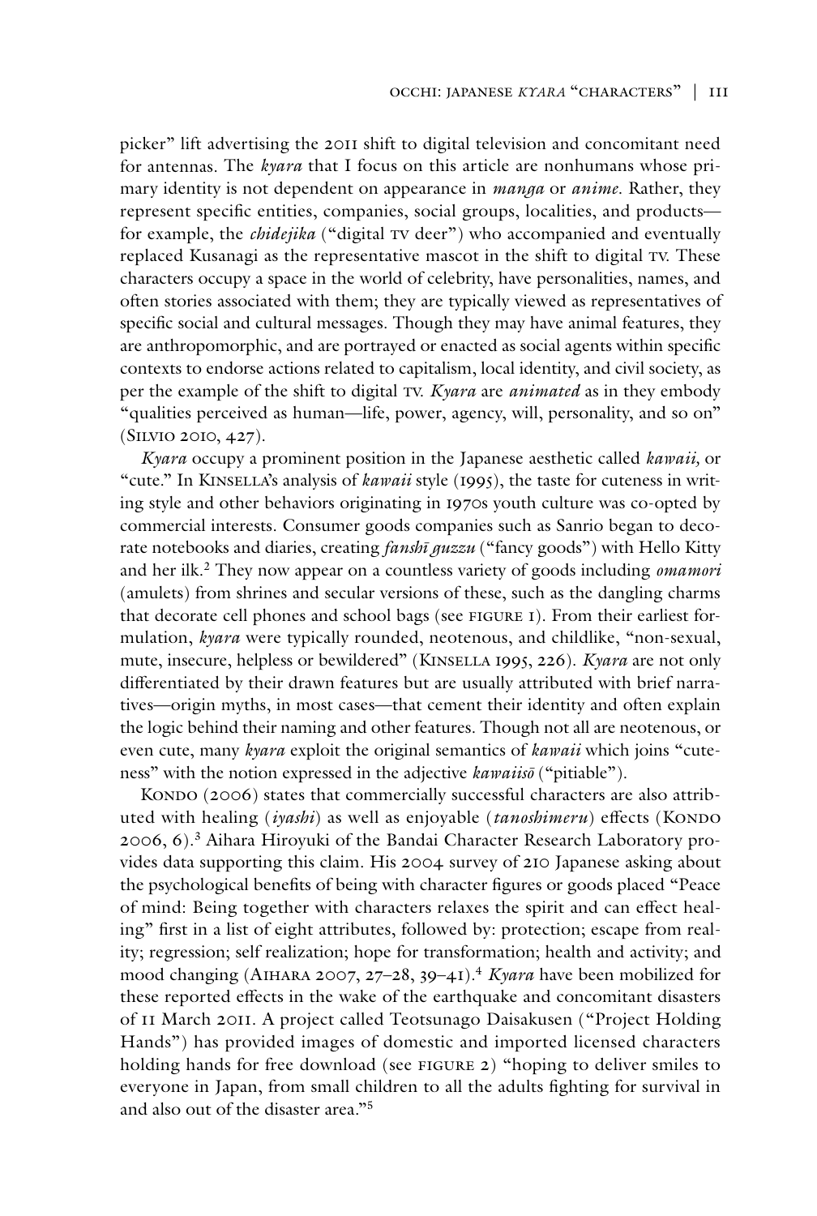picker" lift advertising the 2011 shift to digital television and concomitant need for antennas. The *kyara* that I focus on this article are nonhumans whose primary identity is not dependent on appearance in *manga* or *anime*. Rather, they represent specific entities, companies, social groups, localities, and products—for example, the *chidejika* ("digital TV deer") who accompanied and eventually replaced Kusanagi as the representative mascot in the shift to digital TV. These characters occupy a space in the world of celebrity, have personalities, names, and often stories associated with them; they are typically viewed as representatives of specific social and cultural messages. Though they may have animal features, they are anthropomorphic, and are portrayed or enacted as social agents within specific contexts to endorse actions related to capitalism, local identity, and civil society, as per the example of the shift to digital TV. *Kyara* are *animated* as in they embody "qualities perceived as human—life, power, agency, will, personality, and so on" (Silvio 2010, 427).

*Kyara* occupy a prominent position in the Japanese aesthetic called *kawaii*, or "cute." In Kinsella's analysis of *kawaii* style (1995), the taste for cuteness in writing style and other behaviors originating in 1970s youth culture was co-opted by commercial interests. Consumer goods companies such as Sanrio began to decorate notebooks and diaries, creating *fanshī guzzu* ("fancy goods") with Hello Kitty and her ilk.[2] They now appear on a countless variety of goods including *omamori* (amulets) from shrines and secular versions of these, such as the dangling charms that decorate cell phones and school bags (see figure 1). From their earliest formulation, *kyara* were typically rounded, neotenous, and childlike, "non-sexual, mute, insecure, helpless or bewildered" (Kinsella 1995, 226). *Kyara* are not only differentiated by their drawn features but are usually attributed with brief narratives—origin myths, in most cases—that cement their identity and often explain the logic behind their naming and other features. Though not all are neotenous, or even cute, many *kyara* exploit the original semantics of *kawaii* which joins "cuteness" with the notion expressed in the adjective *kawaiisō* ("pitiable").

Kondo (2006) states that commercially successful characters are also attributed with healing (*iyashi*) as well as enjoyable (*tanoshimeru*) effects (Kondo 2006, 6).[3] Aihara Hiroyuki of the Bandai Character Research Laboratory provides data supporting this claim. His 2004 survey of 210 Japanese asking about the psychological benefits of being with character figures or goods placed "Peace of mind: Being together with characters relaxes the spirit and can effect healing" first in a list of eight attributes, followed by: protection; escape from reality; regression; self realization; hope for transformation; health and activity; and mood changing (Aihara 2007, 27–28, 39–41).[4] *Kyara* have been mobilized for these reported effects in the wake of the earthquake and concomitant disasters of 11 March 2011. A project called Teotsunago Daisakusen ("Project Holding Hands") has provided images of domestic and imported licensed characters holding hands for free download (see figure 2) "hoping to deliver smiles to everyone in Japan, from small children to all the adults fighting for survival in and also out of the disaster area."[5]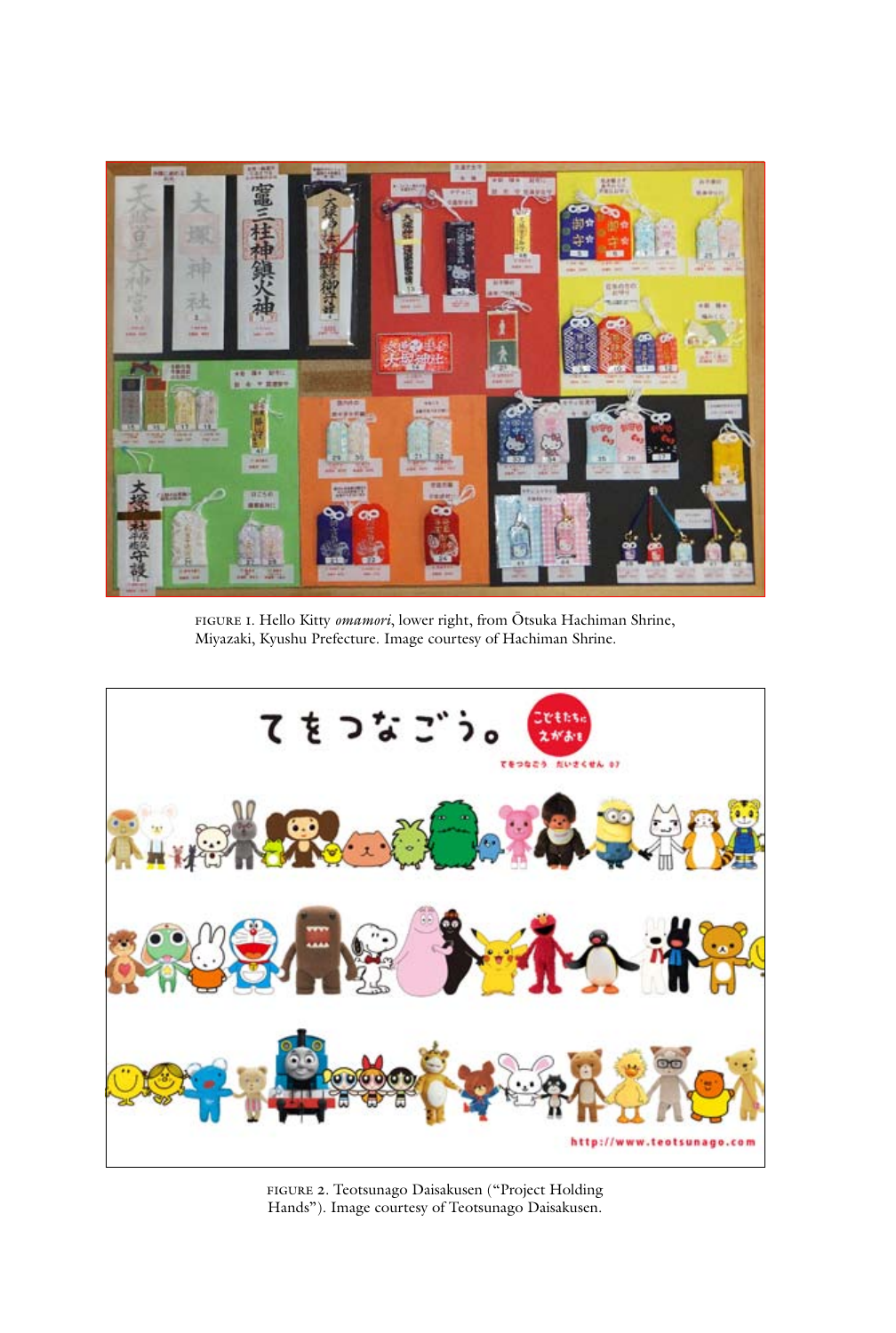FIGURE 1. Hello Kitty *omamori*, lower right, from Ōtsuka Hachiman Shrine, Miyazaki, Kyushu Prefecture. Image courtesy of Hachiman Shrine.

FIGURE 2. Teotsunago Daisakusen ("Project Holding Hands"). Image courtesy of Teotsunago Daisakusen.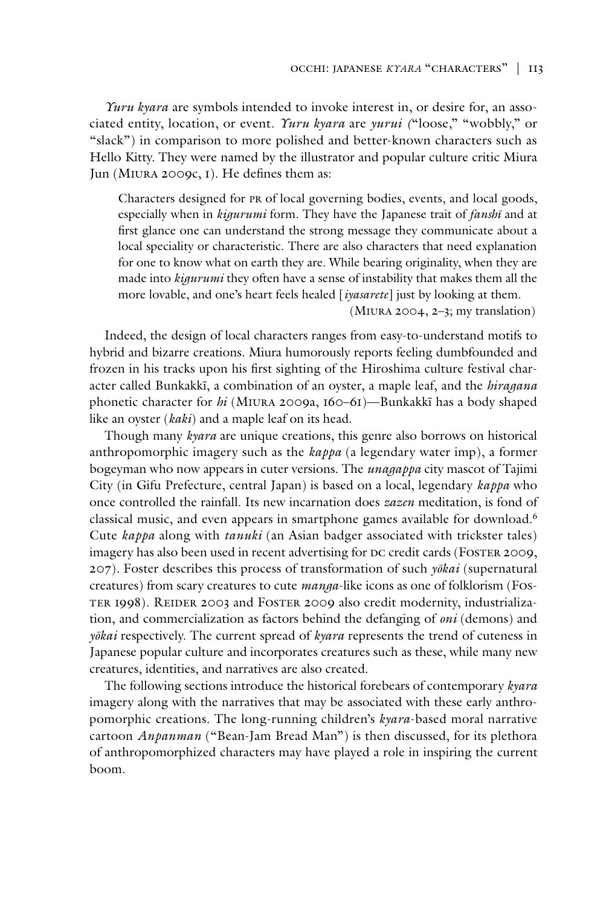*Yuru kyara* are symbols intended to invoke interest in, or desire for, an associated entity, location, or event. *Yuru kyara* are *yurui* ("loose," "wobbly," or "slack") in comparison to more polished and better-known characters such as Hello Kitty. They were named by the illustrator and popular culture critic Miura Jun (Miura 2009c, 1). He defines them as:

> Characters designed for PR of local governing bodies, events, and local goods, especially when in *kigurumi* form. They have the Japanese trait of *fanshī* and at first glance one can understand the strong message they communicate about a local speciality or characteristic. There are also characters that need explanation for one to know what on earth they are. While bearing originality, when they are made into *kigurumi* they often have a sense of instability that makes them all the more lovable, and one's heart feels healed [*iyasarete*] just by looking at them.
> (Miura 2004, 2–3; my translation)

Indeed, the design of local characters ranges from easy-to-understand motifs to hybrid and bizarre creations. Miura humorously reports feeling dumbfounded and frozen in his tracks upon his first sighting of the Hiroshima culture festival character called Bunkakkī, a combination of an oyster, a maple leaf, and the *hiragana* phonetic character for *hi* (Miura 2009a, 160–61)—Bunkakkī has a body shaped like an oyster (*kaki*) and a maple leaf on its head.

Though many *kyara* are unique creations, this genre also borrows on historical anthropomorphic imagery such as the *kappa* (a legendary water imp), a former bogeyman who now appears in cuter versions. The *unagappa* city mascot of Tajimi City (in Gifu Prefecture, central Japan) is based on a local, legendary *kappa* who once controlled the rainfall. Its new incarnation does *zazen* meditation, is fond of classical music, and even appears in smartphone games available for download.[6] Cute *kappa* along with *tanuki* (an Asian badger associated with trickster tales) imagery has also been used in recent advertising for DC credit cards (Foster 2009, 207). Foster describes this process of transformation of such *yōkai* (supernatural creatures) from scary creatures to cute *manga*-like icons as one of folklorism (Foster 1998). Reider 2003 and Foster 2009 also credit modernity, industrialization, and commercialization as factors behind the defanging of *oni* (demons) and *yōkai* respectively. The current spread of *kyara* represents the trend of cuteness in Japanese popular culture and incorporates creatures such as these, while many new creatures, identities, and narratives are also created.

The following sections introduce the historical forebears of contemporary *kyara* imagery along with the narratives that may be associated with these early anthropomorphic creations. The long-running children's *kyara*-based moral narrative cartoon *Anpanman* ("Bean-Jam Bread Man") is then discussed, for its plethora of anthropomorphized characters may have played a role in inspiring the current boom.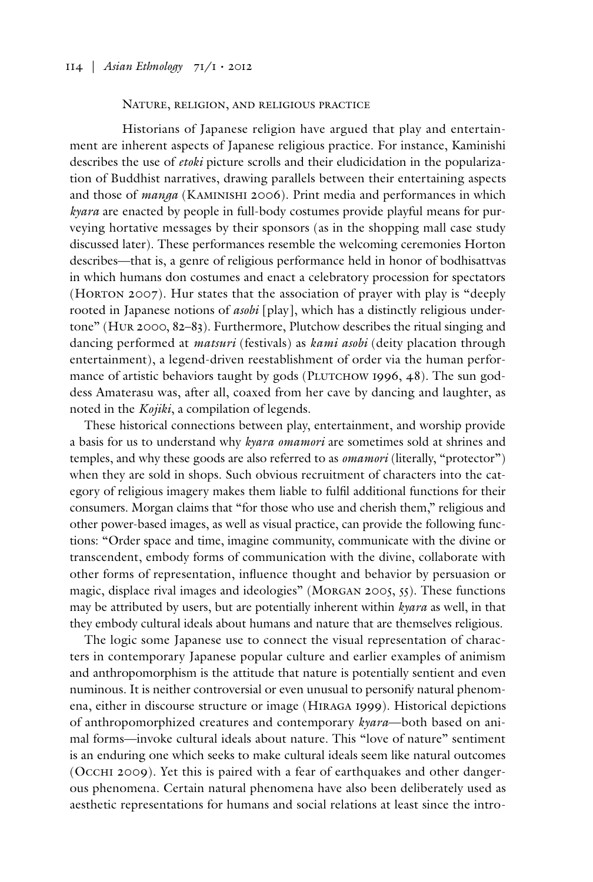## Nature, religion, and religious practice

Historians of Japanese religion have argued that play and entertainment are inherent aspects of Japanese religious practice. For instance, Kaminishi describes the use of *etoki* picture scrolls and their eludicidation in the popularization of Buddhist narratives, drawing parallels between their entertaining aspects and those of *manga* (Kaminishi 2006). Print media and performances in which *kyara* are enacted by people in full-body costumes provide playful means for purveying hortative messages by their sponsors (as in the shopping mall case study discussed later). These performances resemble the welcoming ceremonies Horton describes—that is, a genre of religious performance held in honor of bodhisattvas in which humans don costumes and enact a celebratory procession for spectators (Horton 2007). Hur states that the association of prayer with play is "deeply rooted in Japanese notions of *asobi* [play], which has a distinctly religious undertone" (Hur 2000, 82–83). Furthermore, Plutchow describes the ritual singing and dancing performed at *matsuri* (festivals) as *kami asobi* (deity placation through entertainment), a legend-driven reestablishment of order via the human performance of artistic behaviors taught by gods (Plutchow 1996, 48). The sun goddess Amaterasu was, after all, coaxed from her cave by dancing and laughter, as noted in the *Kojiki*, a compilation of legends.

These historical connections between play, entertainment, and worship provide a basis for us to understand why *kyara omamori* are sometimes sold at shrines and temples, and why these goods are also referred to as *omamori* (literally, "protector") when they are sold in shops. Such obvious recruitment of characters into the category of religious imagery makes them liable to fulfil additional functions for their consumers. Morgan claims that "for those who use and cherish them," religious and other power-based images, as well as visual practice, can provide the following functions: "Order space and time, imagine community, communicate with the divine or transcendent, embody forms of communication with the divine, collaborate with other forms of representation, influence thought and behavior by persuasion or magic, displace rival images and ideologies" (Morgan 2005, 55). These functions may be attributed by users, but are potentially inherent within *kyara* as well, in that they embody cultural ideals about humans and nature that are themselves religious.

The logic some Japanese use to connect the visual representation of characters in contemporary Japanese popular culture and earlier examples of animism and anthropomorphism is the attitude that nature is potentially sentient and even numinous. It is neither controversial or even unusual to personify natural phenomena, either in discourse structure or image (Hiraga 1999). Historical depictions of anthropomorphized creatures and contemporary *kyara*—both based on animal forms—invoke cultural ideals about nature. This "love of nature" sentiment is an enduring one which seeks to make cultural ideals seem like natural outcomes (Occhi 2009). Yet this is paired with a fear of earthquakes and other dangerous phenomena. Certain natural phenomena have also been deliberately used as aesthetic representations for humans and social relations at least since the intro-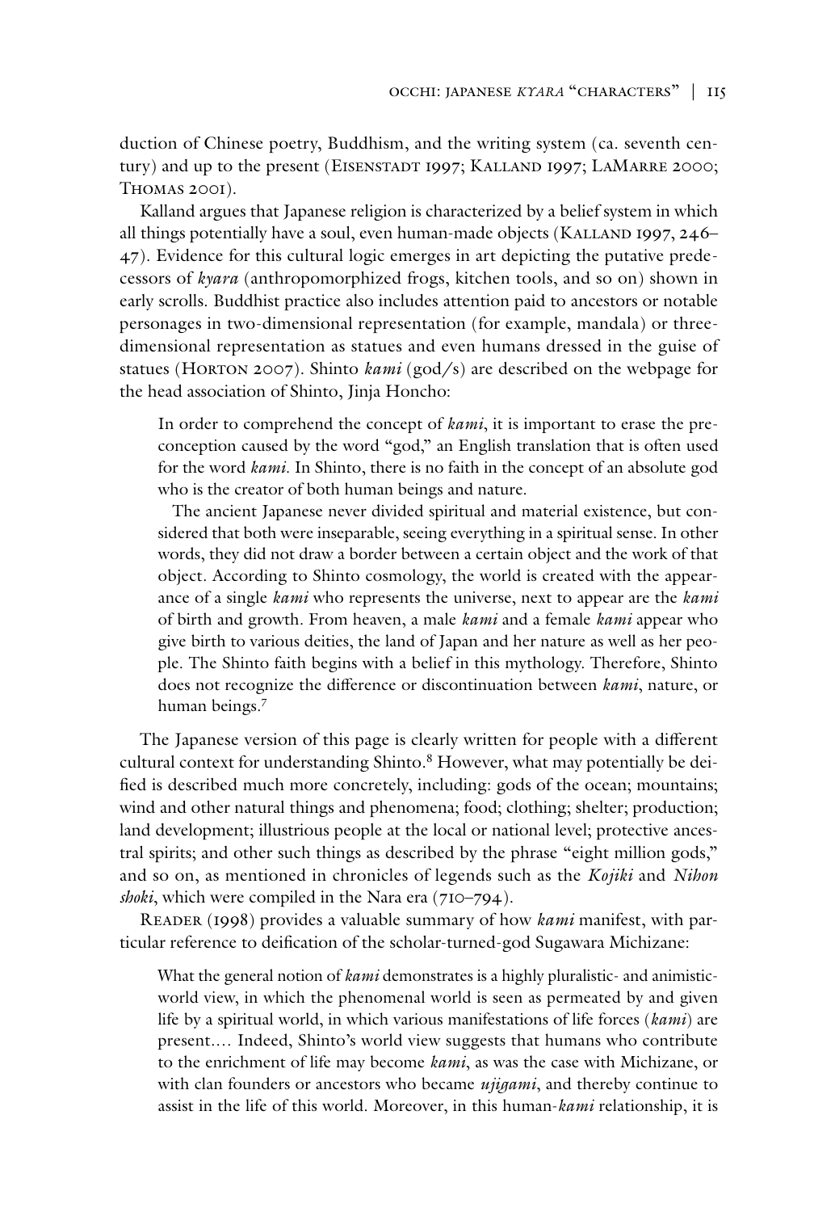duction of Chinese poetry, Buddhism, and the writing system (ca. seventh century) and up to the present (Eisenstadt 1997; Kalland 1997; LaMarre 2000; Thomas 2001).

Kalland argues that Japanese religion is characterized by a belief system in which all things potentially have a soul, even human-made objects (Kalland 1997, 246–47). Evidence for this cultural logic emerges in art depicting the putative predecessors of *kyara* (anthropomorphized frogs, kitchen tools, and so on) shown in early scrolls. Buddhist practice also includes attention paid to ancestors or notable personages in two-dimensional representation (for example, mandala) or three-dimensional representation as statues and even humans dressed in the guise of statues (Horton 2007). Shinto *kami* (god/s) are described on the webpage for the head association of Shinto, Jinja Honcho:

> In order to comprehend the concept of *kami*, it is important to erase the preconception caused by the word "god," an English translation that is often used for the word *kami*. In Shinto, there is no faith in the concept of an absolute god who is the creator of both human beings and nature.
>
> The ancient Japanese never divided spiritual and material existence, but considered that both were inseparable, seeing everything in a spiritual sense. In other words, they did not draw a border between a certain object and the work of that object. According to Shinto cosmology, the world is created with the appearance of a single *kami* who represents the universe, next to appear are the *kami* of birth and growth. From heaven, a male *kami* and a female *kami* appear who give birth to various deities, the land of Japan and her nature as well as her people. The Shinto faith begins with a belief in this mythology. Therefore, Shinto does not recognize the difference or discontinuation between *kami*, nature, or human beings.[7]

The Japanese version of this page is clearly written for people with a different cultural context for understanding Shinto.[8] However, what may potentially be deified is described much more concretely, including: gods of the ocean; mountains; wind and other natural things and phenomena; food; clothing; shelter; production; land development; illustrious people at the local or national level; protective ancestral spirits; and other such things as described by the phrase "eight million gods," and so on, as mentioned in chronicles of legends such as the *Kojiki* and *Nihon shoki*, which were compiled in the Nara era (710–794).

Reader (1998) provides a valuable summary of how *kami* manifest, with particular reference to deification of the scholar-turned-god Sugawara Michizane:

> What the general notion of *kami* demonstrates is a highly pluralistic- and animistic-world view, in which the phenomenal world is seen as permeated by and given life by a spiritual world, in which various manifestations of life forces (*kami*) are present.... Indeed, Shinto's world view suggests that humans who contribute to the enrichment of life may become *kami*, as was the case with Michizane, or with clan founders or ancestors who became *ujigami*, and thereby continue to assist in the life of this world. Moreover, in this human-*kami* relationship, it is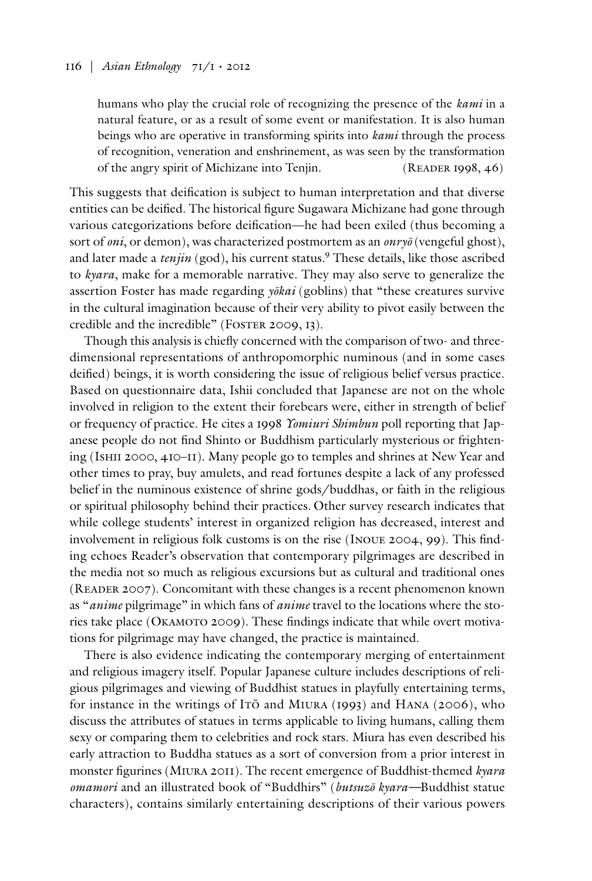> humans who play the crucial role of recognizing the presence of the *kami* in a natural feature, or as a result of some event or manifestation. It is also human beings who are operative in transforming spirits into *kami* through the process of recognition, veneration and enshrinement, as was seen by the transformation of the angry spirit of Michizane into Tenjin. (Reader 1998, 46)

This suggests that deification is subject to human interpretation and that diverse entities can be deified. The historical figure Sugawara Michizane had gone through various categorizations before deification—he had been exiled (thus becoming a sort of *oni*, or demon), was characterized postmortem as an *onryō* (vengeful ghost), and later made a *tenjin* (god), his current status.[9] These details, like those ascribed to *kyara*, make for a memorable narrative. They may also serve to generalize the assertion Foster has made regarding *yōkai* (goblins) that "these creatures survive in the cultural imagination because of their very ability to pivot easily between the credible and the incredible" (Foster 2009, 13).

Though this analysis is chiefly concerned with the comparison of two- and three-dimensional representations of anthropomorphic numinous (and in some cases deified) beings, it is worth considering the issue of religious belief versus practice. Based on questionnaire data, Ishii concluded that Japanese are not on the whole involved in religion to the extent their forebears were, either in strength of belief or frequency of practice. He cites a 1998 *Yomiuri Shimbun* poll reporting that Japanese people do not find Shinto or Buddhism particularly mysterious or frightening (Ishii 2000, 410–11). Many people go to temples and shrines at New Year and other times to pray, buy amulets, and read fortunes despite a lack of any professed belief in the numinous existence of shrine gods/buddhas, or faith in the religious or spiritual philosophy behind their practices. Other survey research indicates that while college students' interest in organized religion has decreased, interest and involvement in religious folk customs is on the rise (Inoue 2004, 99). This finding echoes Reader's observation that contemporary pilgrimages are described in the media not so much as religious excursions but as cultural and traditional ones (Reader 2007). Concomitant with these changes is a recent phenomenon known as "*anime* pilgrimage" in which fans of *anime* travel to the locations where the stories take place (Okamoto 2009). These findings indicate that while overt motivations for pilgrimage may have changed, the practice is maintained.

There is also evidence indicating the contemporary merging of entertainment and religious imagery itself. Popular Japanese culture includes descriptions of religious pilgrimages and viewing of Buddhist statues in playfully entertaining terms, for instance in the writings of Itō and Miura (1993) and Hana (2006), who discuss the attributes of statues in terms applicable to living humans, calling them sexy or comparing them to celebrities and rock stars. Miura has even described his early attraction to Buddha statues as a sort of conversion from a prior interest in monster figurines (Miura 2011). The recent emergence of Buddhist-themed *kyara omamori* and an illustrated book of "Buddhirs" (*butsuzō kyara*—Buddhist statue characters), contains similarly entertaining descriptions of their various powers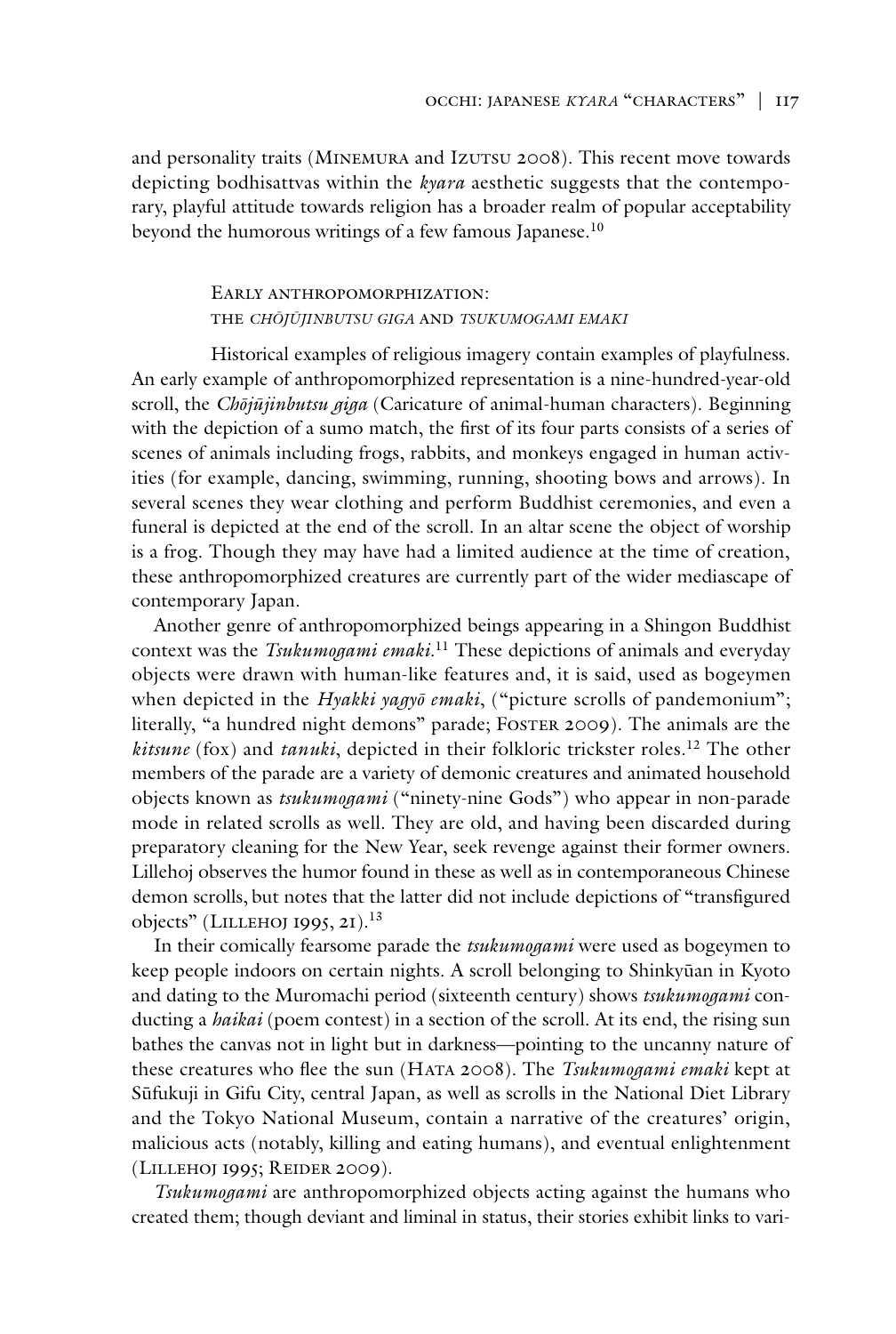and personality traits (Minemura and Izutsu 2008). This recent move towards depicting bodhisattvas within the *kyara* aesthetic suggests that the contemporary, playful attitude towards religion has a broader realm of popular acceptability beyond the humorous writings of a few famous Japanese.[10]

## Early anthropomorphization: the *Chōjūjinbutsu giga* and *Tsukumogami emaki*

Historical examples of religious imagery contain examples of playfulness. An early example of anthropomorphized representation is a nine-hundred-year-old scroll, the *Chōjūjinbutsu giga* (Caricature of animal-human characters). Beginning with the depiction of a sumo match, the first of its four parts consists of a series of scenes of animals including frogs, rabbits, and monkeys engaged in human activities (for example, dancing, swimming, running, shooting bows and arrows). In several scenes they wear clothing and perform Buddhist ceremonies, and even a funeral is depicted at the end of the scroll. In an altar scene the object of worship is a frog. Though they may have had a limited audience at the time of creation, these anthropomorphized creatures are currently part of the wider mediascape of contemporary Japan.

Another genre of anthropomorphized beings appearing in a Shingon Buddhist context was the *Tsukumogami emaki*.[11] These depictions of animals and everyday objects were drawn with human-like features and, it is said, used as bogeymen when depicted in the *Hyakki yagyō emaki*, ("picture scrolls of pandemonium"; literally, "a hundred night demons" parade; Foster 2009). The animals are the *kitsune* (fox) and *tanuki*, depicted in their folkloric trickster roles.[12] The other members of the parade are a variety of demonic creatures and animated household objects known as *tsukumogami* ("ninety-nine Gods") who appear in non-parade mode in related scrolls as well. They are old, and having been discarded during preparatory cleaning for the New Year, seek revenge against their former owners. Lillehoj observes the humor found in these as well as in contemporaneous Chinese demon scrolls, but notes that the latter did not include depictions of "transfigured objects" (Lillehoj 1995, 21).[13]

In their comically fearsome parade the *tsukumogami* were used as bogeymen to keep people indoors on certain nights. A scroll belonging to Shinkyūan in Kyoto and dating to the Muromachi period (sixteenth century) shows *tsukumogami* conducting a *haikai* (poem contest) in a section of the scroll. At its end, the rising sun bathes the canvas not in light but in darkness—pointing to the uncanny nature of these creatures who flee the sun (Hata 2008). The *Tsukumogami emaki* kept at Sūfukuji in Gifu City, central Japan, as well as scrolls in the National Diet Library and the Tokyo National Museum, contain a narrative of the creatures' origin, malicious acts (notably, killing and eating humans), and eventual enlightenment (Lillehoj 1995; Reider 2009).

*Tsukumogami* are anthropomorphized objects acting against the humans who created them; though deviant and liminal in status, their stories exhibit links to vari-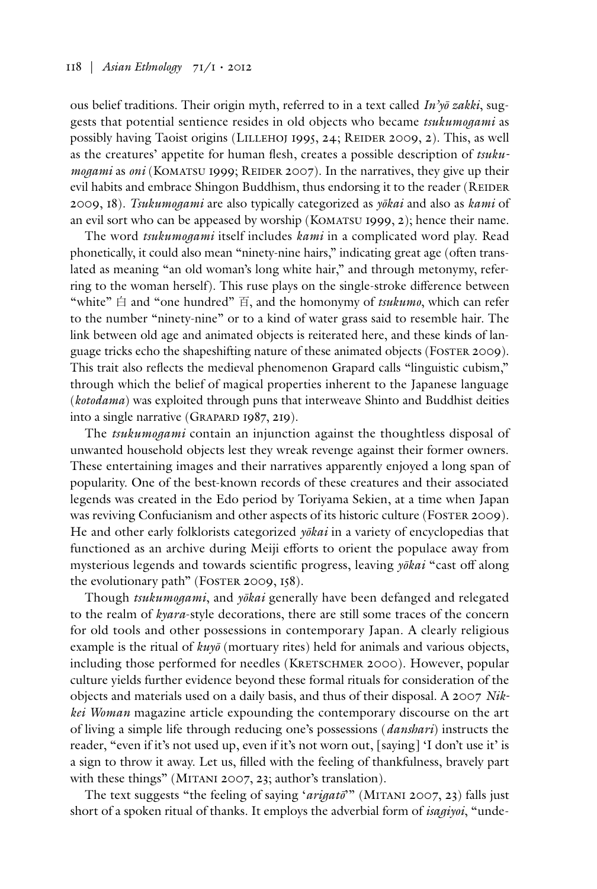ous belief traditions. Their origin myth, referred to in a text called *In'yō zakki*, suggests that potential sentience resides in old objects who became *tsukumogami* as possibly having Taoist origins (Lillehoj 1995, 24; Reider 2009, 2). This, as well as the creatures' appetite for human flesh, creates a possible description of *tsukumogami* as *oni* (Komatsu 1999; Reider 2007). In the narratives, they give up their evil habits and embrace Shingon Buddhism, thus endorsing it to the reader (Reider 2009, 18). *Tsukumogami* are also typically categorized as *yōkai* and also as *kami* of an evil sort who can be appeased by worship (Komatsu 1999, 2); hence their name.

The word *tsukumogami* itself includes *kami* in a complicated word play. Read phonetically, it could also mean "ninety-nine hairs," indicating great age (often translated as meaning "an old woman's long white hair," and through metonymy, referring to the woman herself). This ruse plays on the single-stroke difference between "white" 白 and "one hundred" 百, and the homonymy of *tsukumo*, which can refer to the number "ninety-nine" or to a kind of water grass said to resemble hair. The link between old age and animated objects is reiterated here, and these kinds of language tricks echo the shapeshifting nature of these animated objects (Foster 2009). This trait also reflects the medieval phenomenon Grapard calls "linguistic cubism," through which the belief of magical properties inherent to the Japanese language (*kotodama*) was exploited through puns that interweave Shinto and Buddhist deities into a single narrative (Grapard 1987, 219).

The *tsukumogami* contain an injunction against the thoughtless disposal of unwanted household objects lest they wreak revenge against their former owners. These entertaining images and their narratives apparently enjoyed a long span of popularity. One of the best-known records of these creatures and their associated legends was created in the Edo period by Toriyama Sekien, at a time when Japan was reviving Confucianism and other aspects of its historic culture (Foster 2009). He and other early folklorists categorized *yōkai* in a variety of encyclopedias that functioned as an archive during Meiji efforts to orient the populace away from mysterious legends and towards scientific progress, leaving *yōkai* "cast off along the evolutionary path" (Foster 2009, 158).

Though *tsukumogami*, and *yōkai* generally have been defanged and relegated to the realm of *kyara*-style decorations, there are still some traces of the concern for old tools and other possessions in contemporary Japan. A clearly religious example is the ritual of *kuyō* (mortuary rites) held for animals and various objects, including those performed for needles (Kretschmer 2000). However, popular culture yields further evidence beyond these formal rituals for consideration of the objects and materials used on a daily basis, and thus of their disposal. A 2007 *Nikkei Woman* magazine article expounding the contemporary discourse on the art of living a simple life through reducing one's possessions (*danshari*) instructs the reader, "even if it's not used up, even if it's not worn out, [saying] 'I don't use it' is a sign to throw it away. Let us, filled with the feeling of thankfulness, bravely part with these things" (Mitani 2007, 23; author's translation).

The text suggests "the feeling of saying '*arigatō*'" (Mitani 2007, 23) falls just short of a spoken ritual of thanks. It employs the adverbial form of *isagiyoi*, "unde-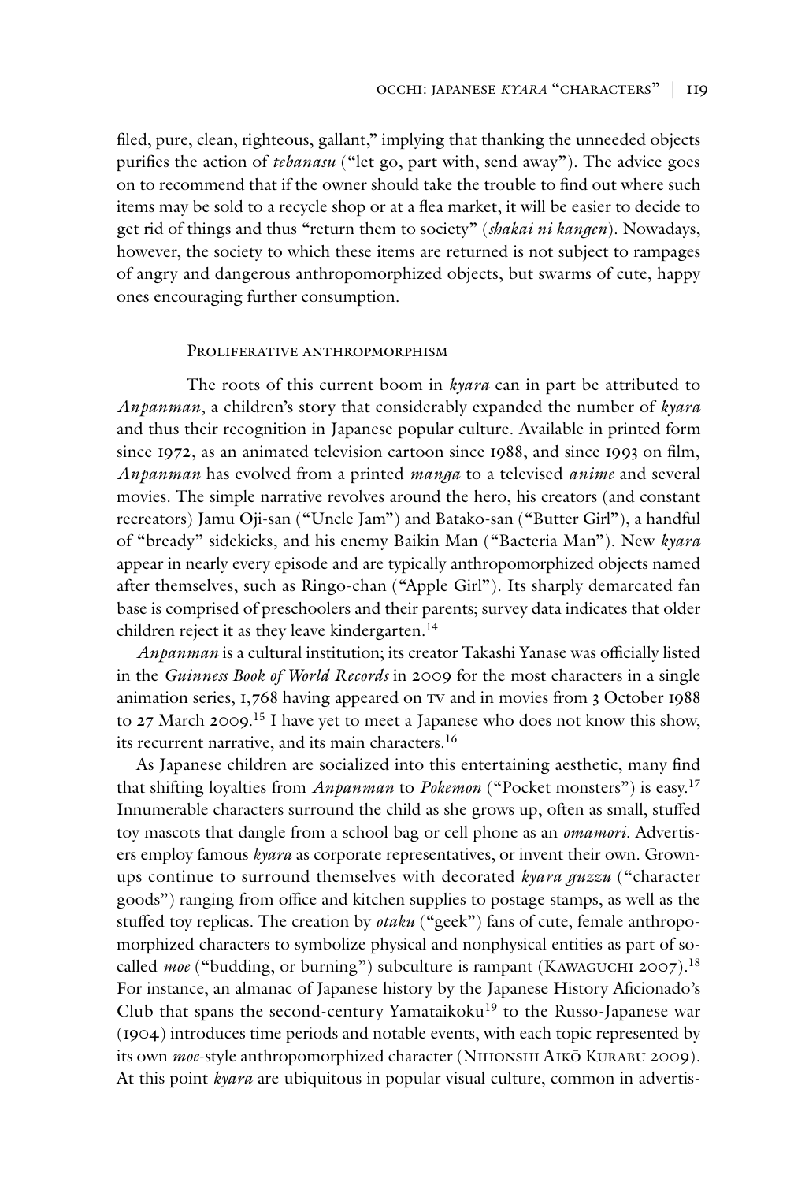filed, pure, clean, righteous, gallant," implying that thanking the unneeded objects purifies the action of *tebanasu* ("let go, part with, send away"). The advice goes on to recommend that if the owner should take the trouble to find out where such items may be sold to a recycle shop or at a flea market, it will be easier to decide to get rid of things and thus "return them to society" (*shakai ni kangen*). Nowadays, however, the society to which these items are returned is not subject to rampages of angry and dangerous anthropomorphized objects, but swarms of cute, happy ones encouraging further consumption.

## Proliferative anthropmorphism

The roots of this current boom in *kyara* can in part be attributed to *Anpanman*, a children's story that considerably expanded the number of *kyara* and thus their recognition in Japanese popular culture. Available in printed form since 1972, as an animated television cartoon since 1988, and since 1993 on film, *Anpanman* has evolved from a printed *manga* to a televised *anime* and several movies. The simple narrative revolves around the hero, his creators (and constant recreators) Jamu Oji-san ("Uncle Jam") and Batako-san ("Butter Girl"), a handful of "bready" sidekicks, and his enemy Baikin Man ("Bacteria Man"). New *kyara* appear in nearly every episode and are typically anthropomorphized objects named after themselves, such as Ringo-chan ("Apple Girl"). Its sharply demarcated fan base is comprised of preschoolers and their parents; survey data indicates that older children reject it as they leave kindergarten.[14]

*Anpanman* is a cultural institution; its creator Takashi Yanase was officially listed in the *Guinness Book of World Records* in 2009 for the most characters in a single animation series, 1,768 having appeared on TV and in movies from 3 October 1988 to 27 March 2009.[15] I have yet to meet a Japanese who does not know this show, its recurrent narrative, and its main characters.[16]

As Japanese children are socialized into this entertaining aesthetic, many find that shifting loyalties from *Anpanman* to *Pokemon* ("Pocket monsters") is easy.[17] Innumerable characters surround the child as she grows up, often as small, stuffed toy mascots that dangle from a school bag or cell phone as an *omamori*. Advertisers employ famous *kyara* as corporate representatives, or invent their own. Grown-ups continue to surround themselves with decorated *kyara guzzu* ("character goods") ranging from office and kitchen supplies to postage stamps, as well as the stuffed toy replicas. The creation by *otaku* ("geek") fans of cute, female anthropomorphized characters to symbolize physical and nonphysical entities as part of so-called *moe* ("budding, or burning") subculture is rampant (Kawaguchi 2007).[18] For instance, an almanac of Japanese history by the Japanese History Aficionado's Club that spans the second-century Yamataikoku[19] to the Russo-Japanese war (1904) introduces time periods and notable events, with each topic represented by its own *moe*-style anthropomorphized character (Nihonshi Aikō Kurabu 2009). At this point *kyara* are ubiquitous in popular visual culture, common in advertis-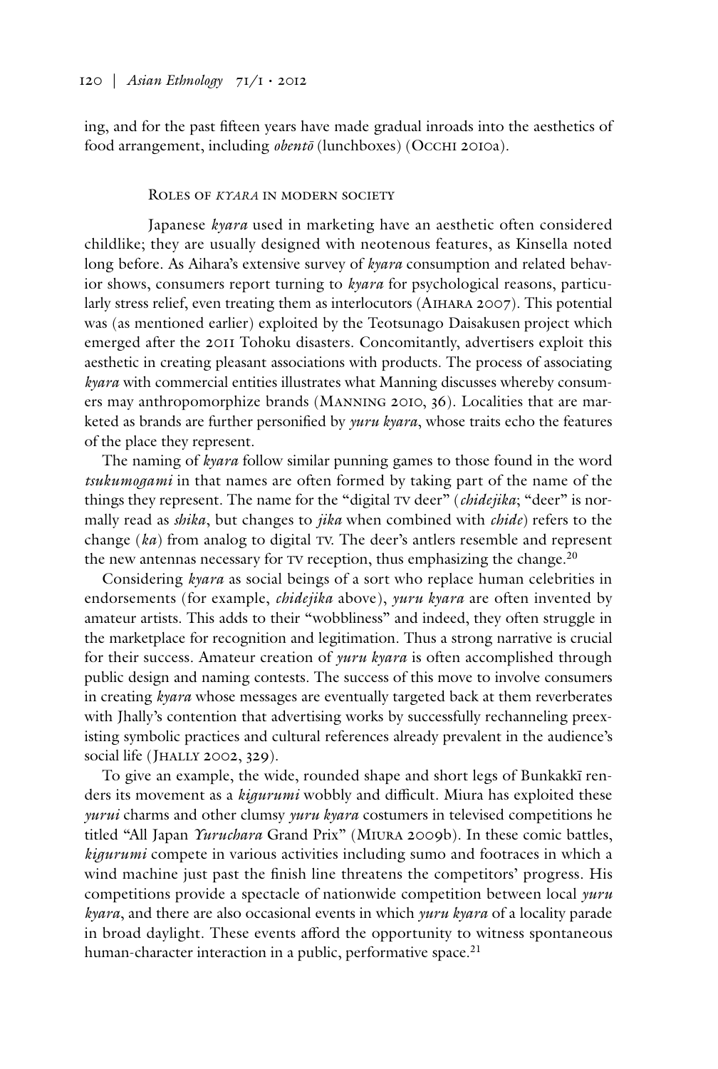ing, and for the past fifteen years have made gradual inroads into the aesthetics of food arrangement, including *obentō* (lunchboxes) (Occhi 2010a).

## Roles of *kyara* in modern society

Japanese *kyara* used in marketing have an aesthetic often considered childlike; they are usually designed with neotenous features, as Kinsella noted long before. As Aihara's extensive survey of *kyara* consumption and related behavior shows, consumers report turning to *kyara* for psychological reasons, particularly stress relief, even treating them as interlocutors (Aihara 2007). This potential was (as mentioned earlier) exploited by the Teotsunago Daisakusen project which emerged after the 2011 Tohoku disasters. Concomitantly, advertisers exploit this aesthetic in creating pleasant associations with products. The process of associating *kyara* with commercial entities illustrates what Manning discusses whereby consumers may anthropomorphize brands (Manning 2010, 36). Localities that are marketed as brands are further personified by *yuru kyara*, whose traits echo the features of the place they represent.

The naming of *kyara* follow similar punning games to those found in the word *tsukumogami* in that names are often formed by taking part of the name of the things they represent. The name for the "digital TV deer" (*chidejika*; "deer" is normally read as *shika*, but changes to *jika* when combined with *chide*) refers to the change (*ka*) from analog to digital TV. The deer's antlers resemble and represent the new antennas necessary for TV reception, thus emphasizing the change.[20]

Considering *kyara* as social beings of a sort who replace human celebrities in endorsements (for example, *chidejika* above), *yuru kyara* are often invented by amateur artists. This adds to their "wobbliness" and indeed, they often struggle in the marketplace for recognition and legitimation. Thus a strong narrative is crucial for their success. Amateur creation of *yuru kyara* is often accomplished through public design and naming contests. The success of this move to involve consumers in creating *kyara* whose messages are eventually targeted back at them reverberates with Jhally's contention that advertising works by successfully rechanneling preexisting symbolic practices and cultural references already prevalent in the audience's social life (Jhally 2002, 329).

To give an example, the wide, rounded shape and short legs of Bunkakkī renders its movement as a *kigurumi* wobbly and difficult. Miura has exploited these *yurui* charms and other clumsy *yuru kyara* costumers in televised competitions he titled "All Japan *Yuruchara* Grand Prix" (Miura 2009b). In these comic battles, *kigurumi* compete in various activities including sumo and footraces in which a wind machine just past the finish line threatens the competitors' progress. His competitions provide a spectacle of nationwide competition between local *yuru kyara*, and there are also occasional events in which *yuru kyara* of a locality parade in broad daylight. These events afford the opportunity to witness spontaneous human-character interaction in a public, performative space.[21]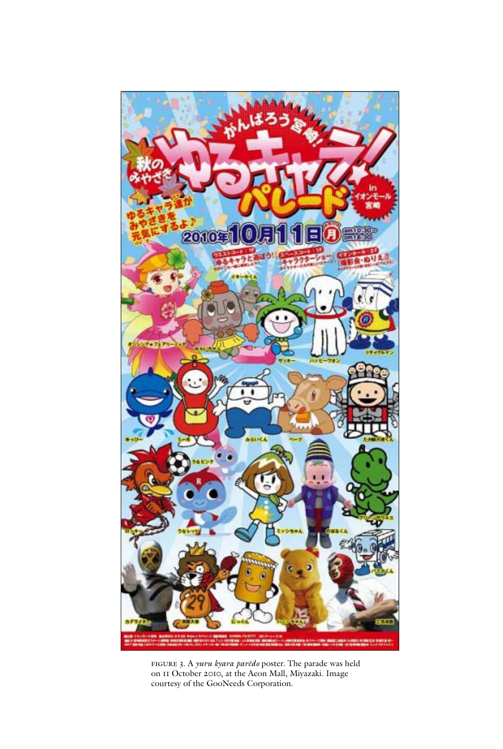FIGURE 3. A *yuru kyara parēdo* poster. The parade was held on 11 October 2010, at the Aeon Mall, Miyazaki. Image courtesy of the GooNeeds Corporation.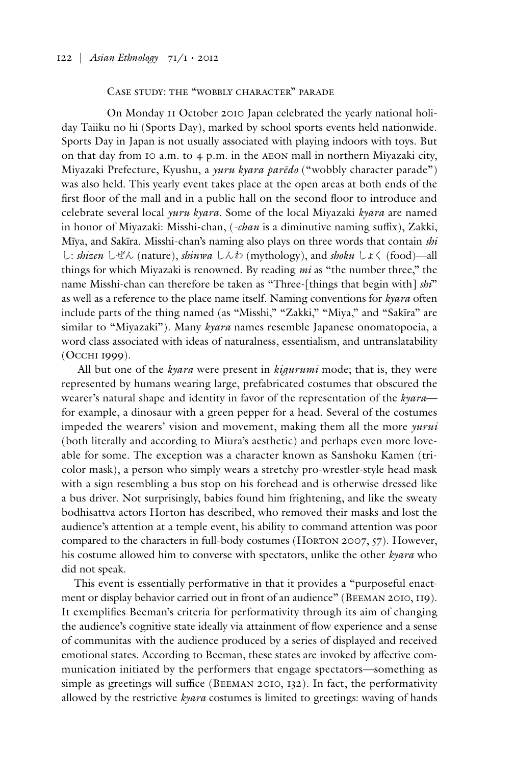## Case study: the "wobbly character" parade

On Monday 11 October 2010 Japan celebrated the yearly national holiday Taiiku no hi (Sports Day), marked by school sports events held nationwide. Sports Day in Japan is not usually associated with playing indoors with toys. But on that day from 10 a.m. to 4 p.m. in the AEON mall in northern Miyazaki city, Miyazaki Prefecture, Kyushu, a *yuru kyara parēdo* ("wobbly character parade") was also held. This yearly event takes place at the open areas at both ends of the first floor of the mall and in a public hall on the second floor to introduce and celebrate several local *yuru kyara*. Some of the local Miyazaki *kyara* are named in honor of Miyazaki: Misshi-chan, (*-chan* is a diminutive naming suffix), Zakki, Mīya, and Sakīra. Misshi-chan's naming also plays on three words that contain *shi* し: *shizen* しぜん (nature), *shinwa* しんわ (mythology), and *shoku* しょく (food)—all things for which Miyazaki is renowned. By reading *mi* as "the number three," the name Misshi-chan can therefore be taken as "Three-[things that begin with] *shi*" as well as a reference to the place name itself. Naming conventions for *kyara* often include parts of the thing named (as "Misshi," "Zakki," "Miya," and "Sakīra" are similar to "Miyazaki"). Many *kyara* names resemble Japanese onomatopoeia, a word class associated with ideas of naturalness, essentialism, and untranslatability (Occhi 1999).

All but one of the *kyara* were present in *kigurumi* mode; that is, they were represented by humans wearing large, prefabricated costumes that obscured the wearer's natural shape and identity in favor of the representation of the *kyara*—for example, a dinosaur with a green pepper for a head. Several of the costumes impeded the wearers' vision and movement, making them all the more *yurui* (both literally and according to Miura's aesthetic) and perhaps even more loveable for some. The exception was a character known as Sanshoku Kamen (tricolor mask), a person who simply wears a stretchy pro-wrestler-style head mask with a sign resembling a bus stop on his forehead and is otherwise dressed like a bus driver. Not surprisingly, babies found him frightening, and like the sweaty bodhisattva actors Horton has described, who removed their masks and lost the audience's attention at a temple event, his ability to command attention was poor compared to the characters in full-body costumes (Horton 2007, 57). However, his costume allowed him to converse with spectators, unlike the other *kyara* who did not speak.

This event is essentially performative in that it provides a "purposeful enactment or display behavior carried out in front of an audience" (Beeman 2010, 119). It exemplifies Beeman's criteria for performativity through its aim of changing the audience's cognitive state ideally via attainment of flow experience and a sense of communitas with the audience produced by a series of displayed and received emotional states. According to Beeman, these states are invoked by affective communication initiated by the performers that engage spectators—something as simple as greetings will suffice (Beeman 2010, 132). In fact, the performativity allowed by the restrictive *kyara* costumes is limited to greetings: waving of hands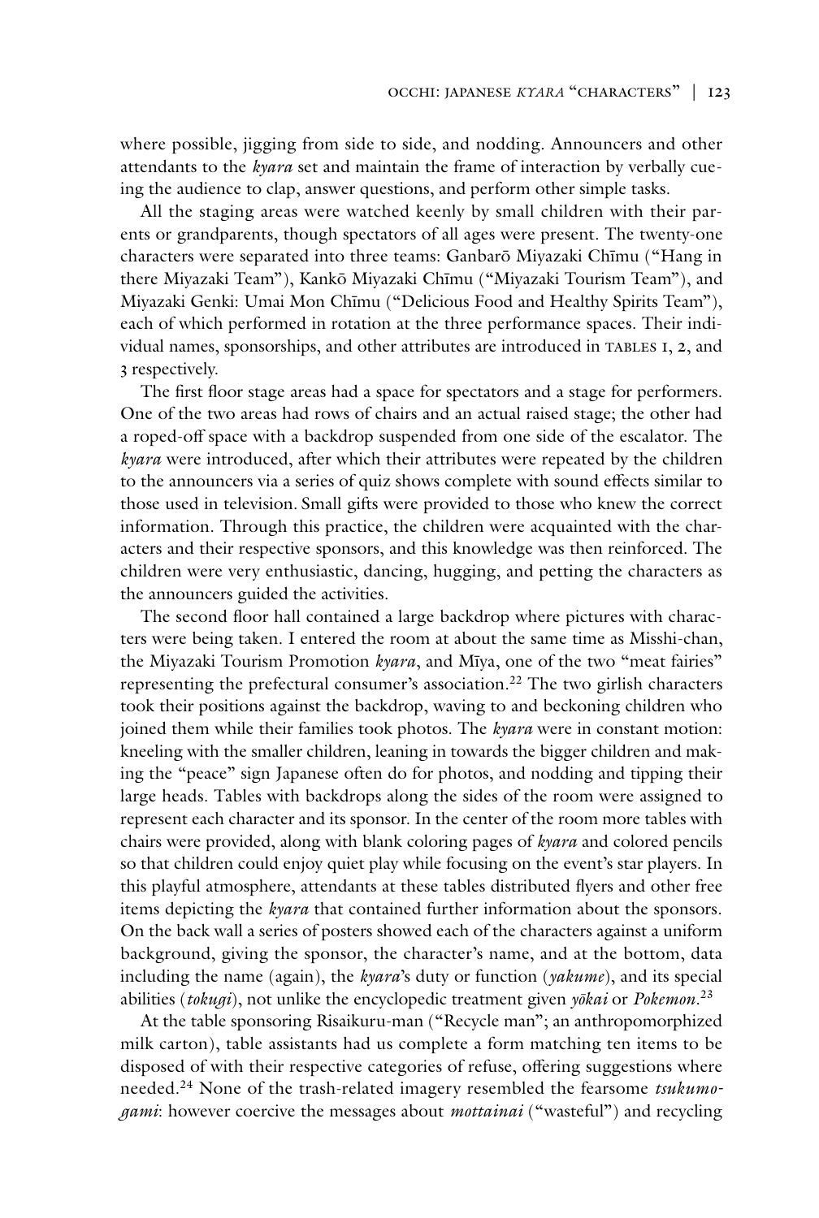where possible, jigging from side to side, and nodding. Announcers and other attendants to the *kyara* set and maintain the frame of interaction by verbally cueing the audience to clap, answer questions, and perform other simple tasks.

All the staging areas were watched keenly by small children with their parents or grandparents, though spectators of all ages were present. The twenty-one characters were separated into three teams: Ganbarō Miyazaki Chīmu ("Hang in there Miyazaki Team"), Kankō Miyazaki Chīmu ("Miyazaki Tourism Team"), and Miyazaki Genki: Umai Mon Chīmu ("Delicious Food and Healthy Spirits Team"), each of which performed in rotation at the three performance spaces. Their individual names, sponsorships, and other attributes are introduced in TABLES 1, 2, and 3 respectively.

The first floor stage areas had a space for spectators and a stage for performers. One of the two areas had rows of chairs and an actual raised stage; the other had a roped-off space with a backdrop suspended from one side of the escalator. The *kyara* were introduced, after which their attributes were repeated by the children to the announcers via a series of quiz shows complete with sound effects similar to those used in television. Small gifts were provided to those who knew the correct information. Through this practice, the children were acquainted with the characters and their respective sponsors, and this knowledge was then reinforced. The children were very enthusiastic, dancing, hugging, and petting the characters as the announcers guided the activities.

The second floor hall contained a large backdrop where pictures with characters were being taken. I entered the room at about the same time as Misshi-chan, the Miyazaki Tourism Promotion *kyara*, and Mīya, one of the two "meat fairies" representing the prefectural consumer's association.[22] The two girlish characters took their positions against the backdrop, waving to and beckoning children who joined them while their families took photos. The *kyara* were in constant motion: kneeling with the smaller children, leaning in towards the bigger children and making the "peace" sign Japanese often do for photos, and nodding and tipping their large heads. Tables with backdrops along the sides of the room were assigned to represent each character and its sponsor. In the center of the room more tables with chairs were provided, along with blank coloring pages of *kyara* and colored pencils so that children could enjoy quiet play while focusing on the event's star players. In this playful atmosphere, attendants at these tables distributed flyers and other free items depicting the *kyara* that contained further information about the sponsors. On the back wall a series of posters showed each of the characters against a uniform background, giving the sponsor, the character's name, and at the bottom, data including the name (again), the *kyara*'s duty or function (*yakume*), and its special abilities (*tokugi*), not unlike the encyclopedic treatment given *yōkai* or *Pokemon*.[23]

At the table sponsoring Risaikuru-man ("Recycle man"; an anthropomorphized milk carton), table assistants had us complete a form matching ten items to be disposed of with their respective categories of refuse, offering suggestions where needed.[24] None of the trash-related imagery resembled the fearsome *tsukumogami*: however coercive the messages about *mottainai* ("wasteful") and recycling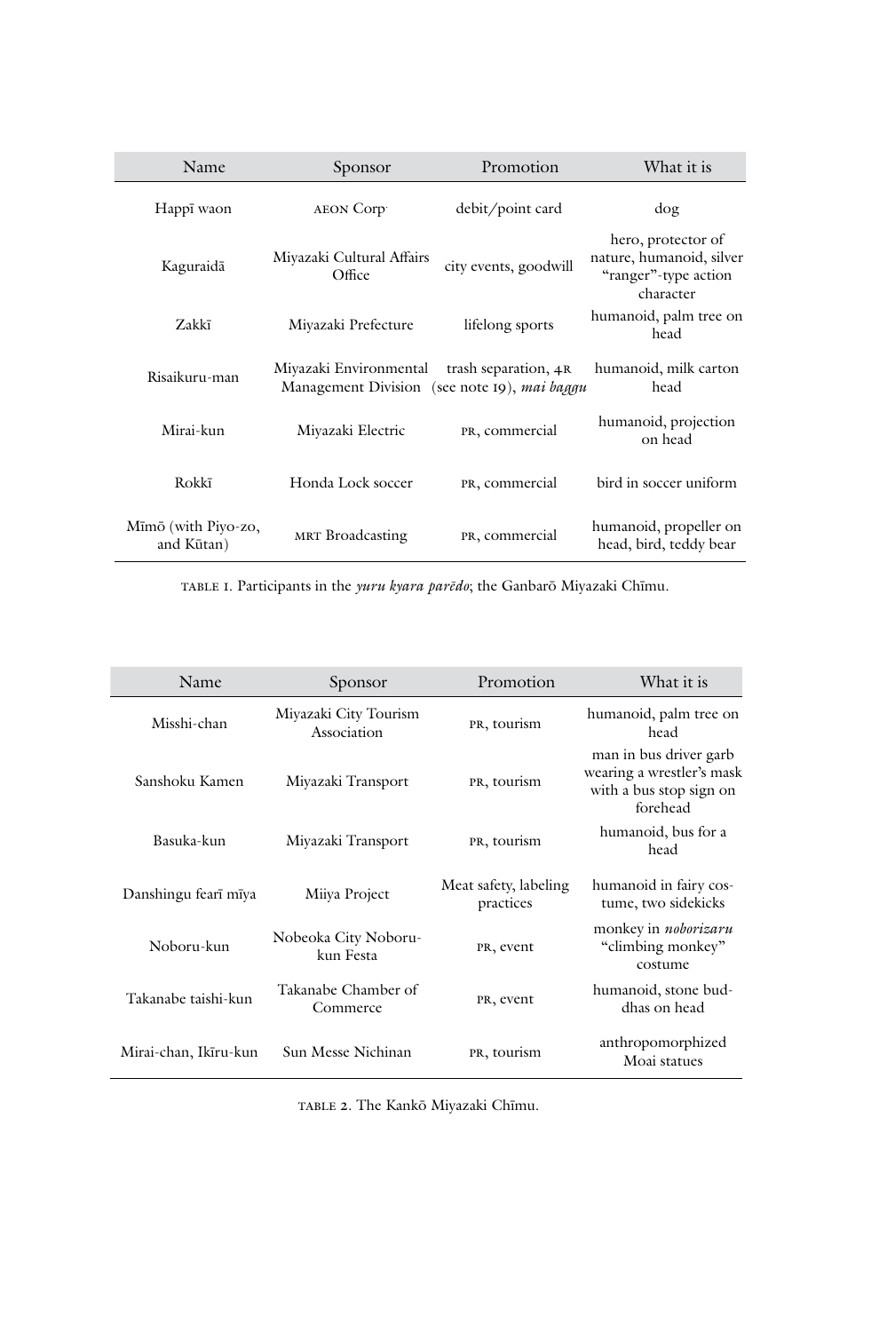| Name | Sponsor | Promotion | What it is |
|---|---|---|---|
| Happī waon | AEON Corp. | debit/point card | dog |
| Kaguraidā | Miyazaki Cultural Affairs Office | city events, goodwill | hero, protector of nature, humanoid, silver "ranger"-type action character |
| Zakkī | Miyazaki Prefecture | lifelong sports | humanoid, palm tree on head |
| Risaikuru-man | Miyazaki Environmental Management Division | trash separation, 4R (see note 19), *mai baggu* | humanoid, milk carton head |
| Mirai-kun | Miyazaki Electric | PR, commercial | humanoid, projection on head |
| Rokkī | Honda Lock soccer | PR, commercial | bird in soccer uniform |
| Mīmō (with Piyo-zo, and Kūtan) | MRT Broadcasting | PR, commercial | humanoid, propeller on head, bird, teddy bear |

TABLE 1. Participants in the *yuru kyara parēdo*; the Ganbarō Miyazaki Chīmu.

| Name | Sponsor | Promotion | What it is |
|---|---|---|---|
| Misshi-chan | Miyazaki City Tourism Association | PR, tourism | humanoid, palm tree on head |
| Sanshoku Kamen | Miyazaki Transport | PR, tourism | man in bus driver garb wearing a wrestler's mask with a bus stop sign on forehead |
| Basuka-kun | Miyazaki Transport | PR, tourism | humanoid, bus for a head |
| Danshingu fearī mīya | Miiya Project | Meat safety, labeling practices | humanoid in fairy costume, two sidekicks |
| Noboru-kun | Nobeoka City Noboru-kun Festa | PR, event | monkey in *noborizaru* "climbing monkey" costume |
| Takanabe taishi-kun | Takanabe Chamber of Commerce | PR, event | humanoid, stone buddhas on head |
| Mirai-chan, Ikīru-kun | Sun Messe Nichinan | PR, tourism | anthropomorphized Moai statues |

TABLE 2. The Kankō Miyazaki Chīmu.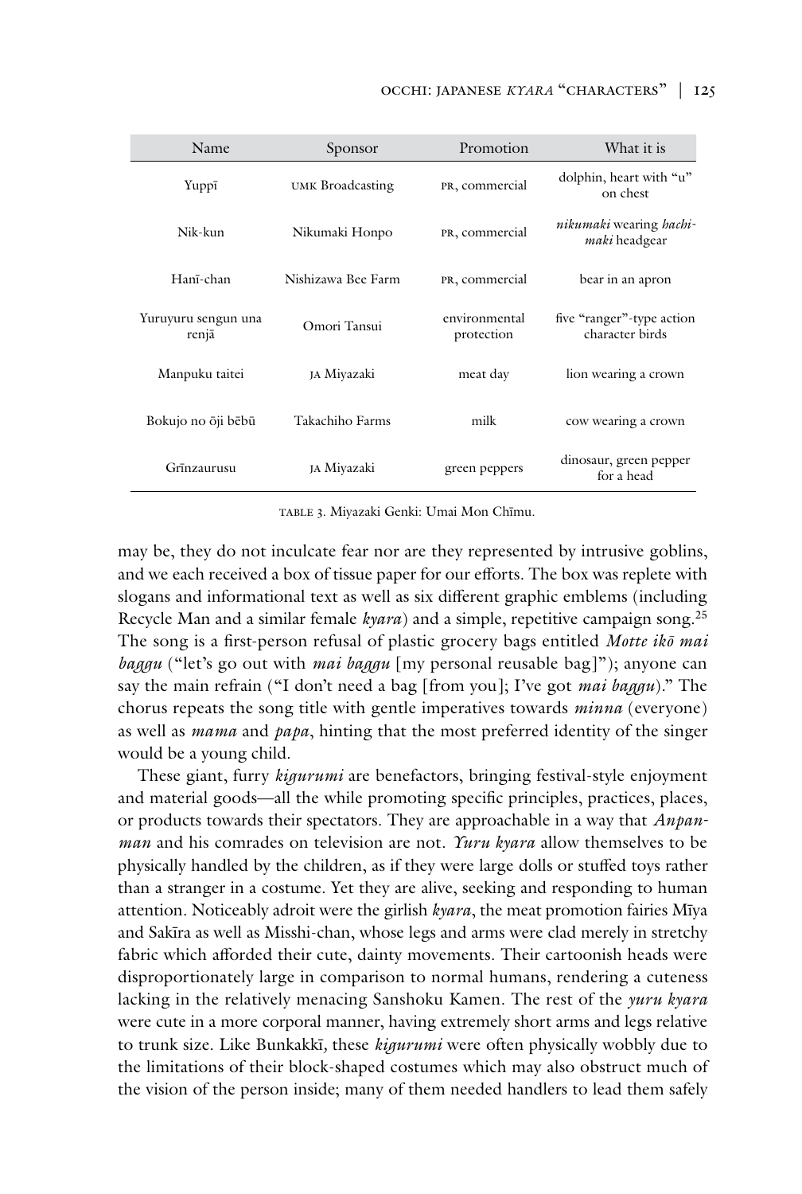| Name | Sponsor | Promotion | What it is |
| --- | --- | --- | --- |
| Yuppī | UMK Broadcasting | PR, commercial | dolphin, heart with "u" on chest |
| Nik-kun | Nikumaki Honpo | PR, commercial | *nikumaki* wearing *hachimaki* headgear |
| Hanī-chan | Nishizawa Bee Farm | PR, commercial | bear in an apron |
| Yuruyuru sengun una renjā | Omori Tansui | environmental protection | five "ranger"-type action character birds |
| Manpuku taitei | JA Miyazaki | meat day | lion wearing a crown |
| Bokujo no ōji bēbū | Takachiho Farms | milk | cow wearing a crown |
| Grīnzaurusu | JA Miyazaki | green peppers | dinosaur, green pepper for a head |

TABLE 3. Miyazaki Genki: Umai Mon Chīmu.

may be, they do not inculcate fear nor are they represented by intrusive goblins, and we each received a box of tissue paper for our efforts. The box was replete with slogans and informational text as well as six different graphic emblems (including Recycle Man and a similar female *kyara*) and a simple, repetitive campaign song.[25] The song is a first-person refusal of plastic grocery bags entitled *Motte ikō mai baggu* ("let's go out with *mai baggu* [my personal reusable bag]"); anyone can say the main refrain ("I don't need a bag [from you]; I've got *mai baggu*)." The chorus repeats the song title with gentle imperatives towards *minna* (everyone) as well as *mama* and *papa*, hinting that the most preferred identity of the singer would be a young child.

These giant, furry *kigurumi* are benefactors, bringing festival-style enjoyment and material goods—all the while promoting specific principles, practices, places, or products towards their spectators. They are approachable in a way that *Anpanman* and his comrades on television are not. *Yuru kyara* allow themselves to be physically handled by the children, as if they were large dolls or stuffed toys rather than a stranger in a costume. Yet they are alive, seeking and responding to human attention. Noticeably adroit were the girlish *kyara*, the meat promotion fairies Mīya and Sakīra as well as Misshi-chan, whose legs and arms were clad merely in stretchy fabric which afforded their cute, dainty movements. Their cartoonish heads were disproportionately large in comparison to normal humans, rendering a cuteness lacking in the relatively menacing Sanshoku Kamen. The rest of the *yuru kyara* were cute in a more corporal manner, having extremely short arms and legs relative to trunk size. Like Bunkakkī, these *kigurumi* were often physically wobbly due to the limitations of their block-shaped costumes which may also obstruct much of the vision of the person inside; many of them needed handlers to lead them safely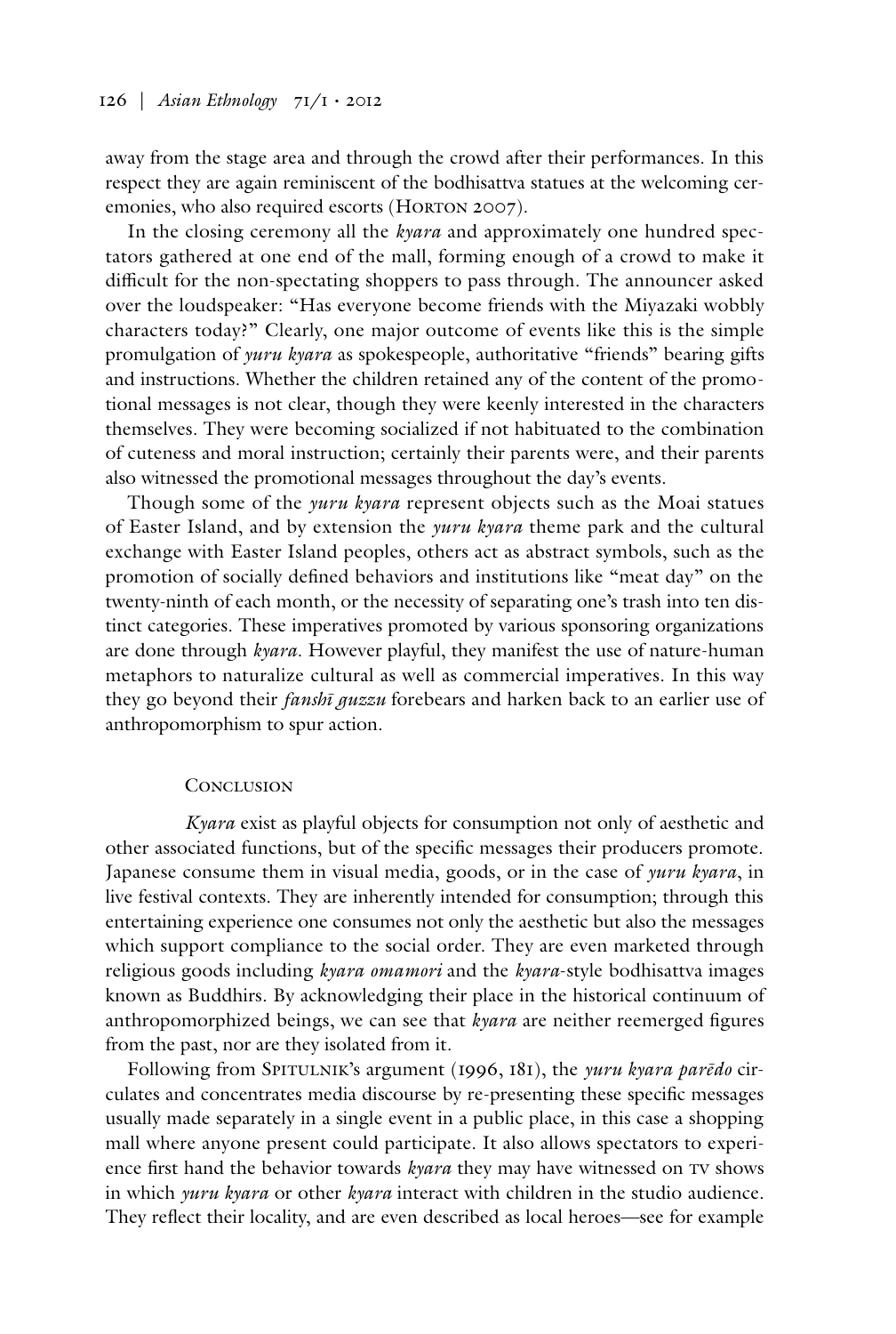away from the stage area and through the crowd after their performances. In this respect they are again reminiscent of the bodhisattva statues at the welcoming ceremonies, who also required escorts (Horton 2007).

In the closing ceremony all the *kyara* and approximately one hundred spectators gathered at one end of the mall, forming enough of a crowd to make it difficult for the non-spectating shoppers to pass through. The announcer asked over the loudspeaker: "Has everyone become friends with the Miyazaki wobbly characters today?" Clearly, one major outcome of events like this is the simple promulgation of *yuru kyara* as spokespeople, authoritative "friends" bearing gifts and instructions. Whether the children retained any of the content of the promotional messages is not clear, though they were keenly interested in the characters themselves. They were becoming socialized if not habituated to the combination of cuteness and moral instruction; certainly their parents were, and their parents also witnessed the promotional messages throughout the day's events.

Though some of the *yuru kyara* represent objects such as the Moai statues of Easter Island, and by extension the *yuru kyara* theme park and the cultural exchange with Easter Island peoples, others act as abstract symbols, such as the promotion of socially defined behaviors and institutions like "meat day" on the twenty-ninth of each month, or the necessity of separating one's trash into ten distinct categories. These imperatives promoted by various sponsoring organizations are done through *kyara*. However playful, they manifest the use of nature-human metaphors to naturalize cultural as well as commercial imperatives. In this way they go beyond their *fanshī guzzu* forebears and harken back to an earlier use of anthropomorphism to spur action.

## Conclusion

*Kyara* exist as playful objects for consumption not only of aesthetic and other associated functions, but of the specific messages their producers promote. Japanese consume them in visual media, goods, or in the case of *yuru kyara*, in live festival contexts. They are inherently intended for consumption; through this entertaining experience one consumes not only the aesthetic but also the messages which support compliance to the social order. They are even marketed through religious goods including *kyara omamori* and the *kyara*-style bodhisattva images known as Buddhirs. By acknowledging their place in the historical continuum of anthropomorphized beings, we can see that *kyara* are neither reemerged figures from the past, nor are they isolated from it.

Following from Spitulnik's argument (1996, 181), the *yuru kyara parēdo* circulates and concentrates media discourse by re-presenting these specific messages usually made separately in a single event in a public place, in this case a shopping mall where anyone present could participate. It also allows spectators to experience first hand the behavior towards *kyara* they may have witnessed on TV shows in which *yuru kyara* or other *kyara* interact with children in the studio audience. They reflect their locality, and are even described as local heroes—see for example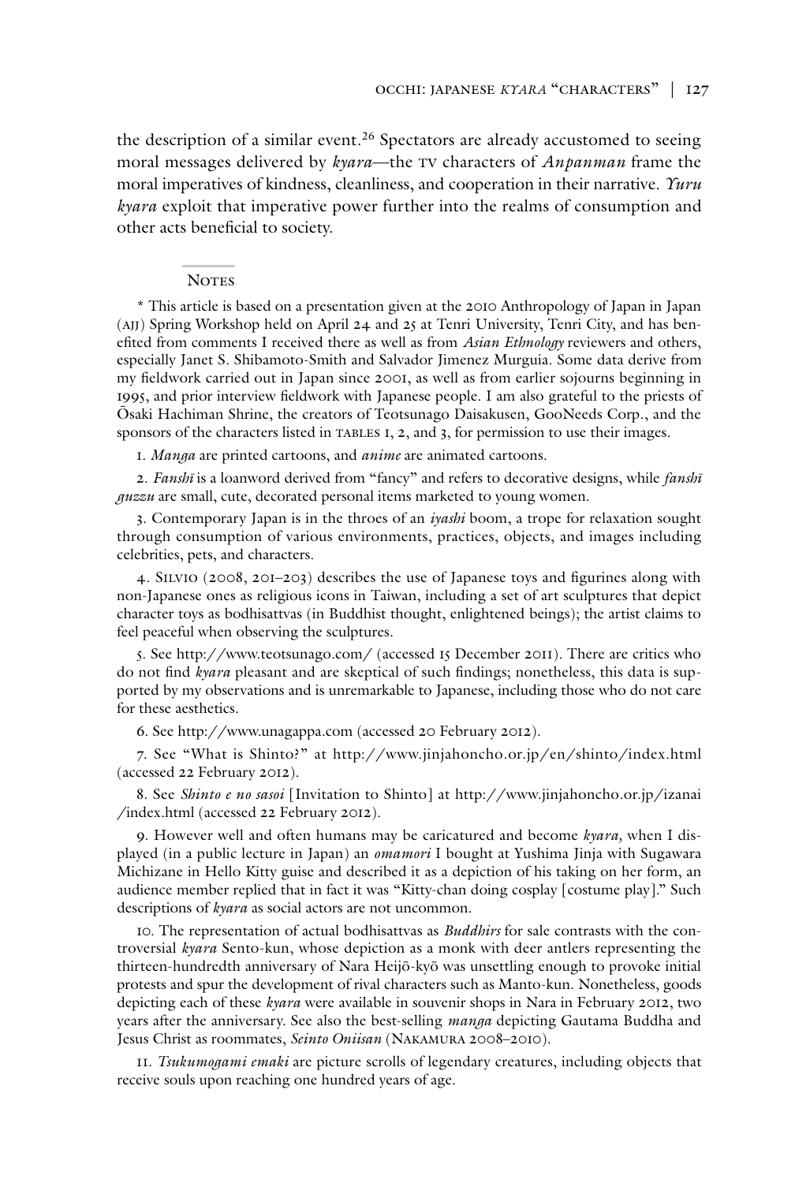the description of a similar event.[26] Spectators are already accustomed to seeing moral messages delivered by *kyara*—the TV characters of *Anpanman* frame the moral imperatives of kindness, cleanliness, and cooperation in their narrative. *Yuru kyara* exploit that imperative power further into the realms of consumption and other acts beneficial to society.

## Notes

\* This article is based on a presentation given at the 2010 Anthropology of Japan in Japan (AJJ) Spring Workshop held on April 24 and 25 at Tenri University, Tenri City, and has benefited from comments I received there as well as from *Asian Ethnology* reviewers and others, especially Janet S. Shibamoto-Smith and Salvador Jimenez Murguia. Some data derive from my fieldwork carried out in Japan since 2001, as well as from earlier sojourns beginning in 1995, and prior interview fieldwork with Japanese people. I am also grateful to the priests of Ōsaki Hachiman Shrine, the creators of Teotsunago Daisakusen, GooNeeds Corp., and the sponsors of the characters listed in TABLES 1, 2, and 3, for permission to use their images.

1. *Manga* are printed cartoons, and *anime* are animated cartoons.

2. *Fanshī* is a loanword derived from "fancy" and refers to decorative designs, while *fanshī guzzu* are small, cute, decorated personal items marketed to young women.

3. Contemporary Japan is in the throes of an *iyashi* boom, a trope for relaxation sought through consumption of various environments, practices, objects, and images including celebrities, pets, and characters.

4. SILVIO (2008, 201–203) describes the use of Japanese toys and figurines along with non-Japanese ones as religious icons in Taiwan, including a set of art sculptures that depict character toys as bodhisattvas (in Buddhist thought, enlightened beings); the artist claims to feel peaceful when observing the sculptures.

5. See http://www.teotsunago.com/ (accessed 15 December 2011). There are critics who do not find *kyara* pleasant and are skeptical of such findings; nonetheless, this data is supported by my observations and is unremarkable to Japanese, including those who do not care for these aesthetics.

6. See http://www.unagappa.com (accessed 20 February 2012).

7. See "What is Shinto?" at http://www.jinjahoncho.or.jp/en/shinto/index.html (accessed 22 February 2012).

8. See *Shinto e no sasoi* [Invitation to Shinto] at http://www.jinjahoncho.or.jp/izanai/index.html (accessed 22 February 2012).

9. However well and often humans may be caricatured and become *kyara*, when I displayed (in a public lecture in Japan) an *omamori* I bought at Yushima Jinja with Sugawara Michizane in Hello Kitty guise and described it as a depiction of his taking on her form, an audience member replied that in fact it was "Kitty-chan doing cosplay [costume play]." Such descriptions of *kyara* as social actors are not uncommon.

10. The representation of actual bodhisattvas as *Buddhirs* for sale contrasts with the controversial *kyara* Sento-kun, whose depiction as a monk with deer antlers representing the thirteen-hundredth anniversary of Nara Heijō-kyō was unsettling enough to provoke initial protests and spur the development of rival characters such as Manto-kun. Nonetheless, goods depicting each of these *kyara* were available in souvenir shops in Nara in February 2012, two years after the anniversary. See also the best-selling *manga* depicting Gautama Buddha and Jesus Christ as roommates, *Seinto Oniisan* (NAKAMURA 2008–2010).

11. *Tsukumogami emaki* are picture scrolls of legendary creatures, including objects that receive souls upon reaching one hundred years of age.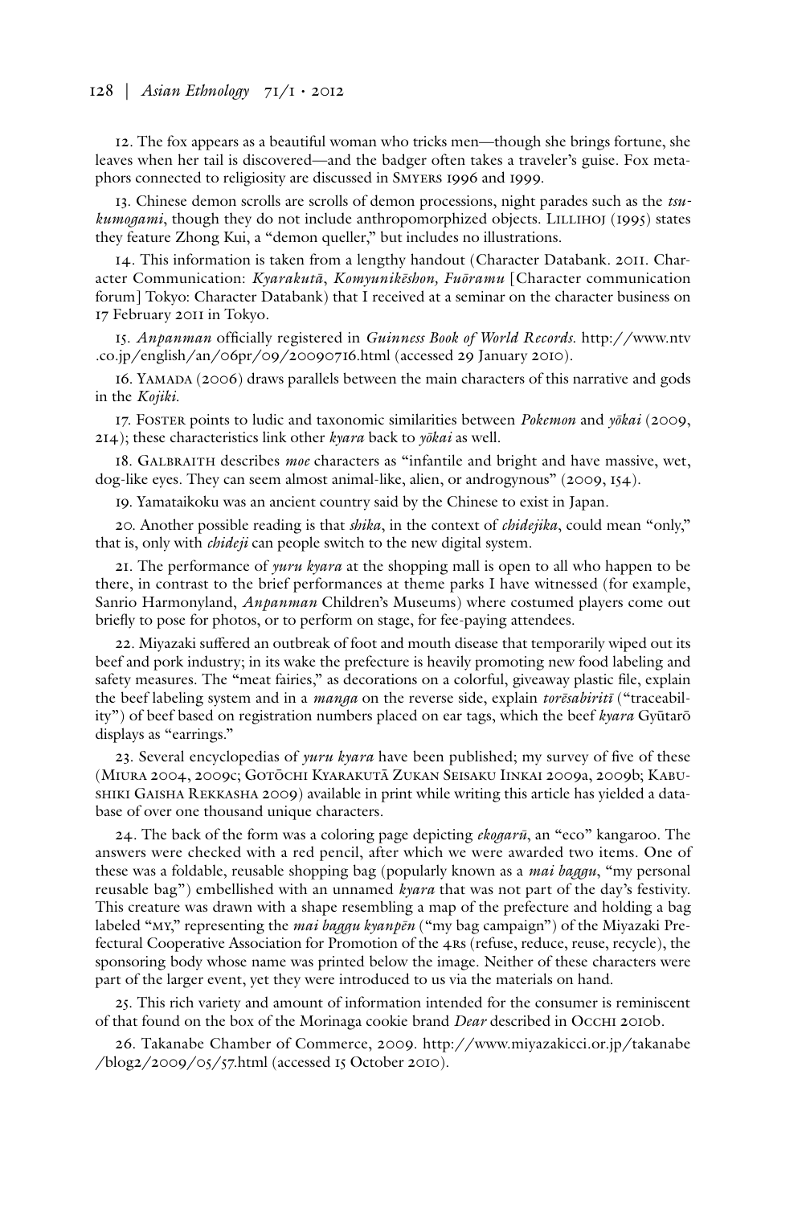12. The fox appears as a beautiful woman who tricks men—though she brings fortune, she leaves when her tail is discovered—and the badger often takes a traveler's guise. Fox metaphors connected to religiosity are discussed in Smyers 1996 and 1999.

13. Chinese demon scrolls are scrolls of demon processions, night parades such as the *tsukumogami*, though they do not include anthropomorphized objects. Lillihoj (1995) states they feature Zhong Kui, a "demon queller," but includes no illustrations.

14. This information is taken from a lengthy handout (Character Databank. 2011. Character Communication: *Kyarakutā, Komyunikēshon, Fuōramu* [Character communication forum] Tokyo: Character Databank) that I received at a seminar on the character business on 17 February 2011 in Tokyo.

15. *Anpanman* officially registered in *Guinness Book of World Records*. http://www.ntv.co.jp/english/an/06pr/09/20090716.html (accessed 29 January 2010).

16. Yamada (2006) draws parallels between the main characters of this narrative and gods in the *Kojiki*.

17. Foster points to ludic and taxonomic similarities between *Pokemon* and *yōkai* (2009, 214); these characteristics link other *kyara* back to *yōkai* as well.

18. Galbraith describes *moe* characters as "infantile and bright and have massive, wet, dog-like eyes. They can seem almost animal-like, alien, or androgynous" (2009, 154).

19. Yamataikoku was an ancient country said by the Chinese to exist in Japan.

20. Another possible reading is that *shika*, in the context of *chidejika*, could mean "only," that is, only with *chideji* can people switch to the new digital system.

21. The performance of *yuru kyara* at the shopping mall is open to all who happen to be there, in contrast to the brief performances at theme parks I have witnessed (for example, Sanrio Harmonyland, *Anpanman* Children's Museums) where costumed players come out briefly to pose for photos, or to perform on stage, for fee-paying attendees.

22. Miyazaki suffered an outbreak of foot and mouth disease that temporarily wiped out its beef and pork industry; in its wake the prefecture is heavily promoting new food labeling and safety measures. The "meat fairies," as decorations on a colorful, giveaway plastic file, explain the beef labeling system and in a *manga* on the reverse side, explain *torēsabiritī* ("traceability") of beef based on registration numbers placed on ear tags, which the beef *kyara* Gyūtarō displays as "earrings."

23. Several encyclopedias of *yuru kyara* have been published; my survey of five of these (Miura 2004, 2009c; Gotōchi Kyarakutā Zukan Seisaku Iinkai 2009a, 2009b; Kabushiki Gaisha Rekkasha 2009) available in print while writing this article has yielded a database of over one thousand unique characters.

24. The back of the form was a coloring page depicting *ekogarū*, an "eco" kangaroo. The answers were checked with a red pencil, after which we were awarded two items. One of these was a foldable, reusable shopping bag (popularly known as a *mai baggu*, "my personal reusable bag") embellished with an unnamed *kyara* that was not part of the day's festivity. This creature was drawn with a shape resembling a map of the prefecture and holding a bag labeled "MY," representing the *mai baggu kyanpēn* ("my bag campaign") of the Miyazaki Prefectural Cooperative Association for Promotion of the 4Rs (refuse, reduce, reuse, recycle), the sponsoring body whose name was printed below the image. Neither of these characters were part of the larger event, yet they were introduced to us via the materials on hand.

25. This rich variety and amount of information intended for the consumer is reminiscent of that found on the box of the Morinaga cookie brand *Dear* described in Occhi 2010b.

26. Takanabe Chamber of Commerce, 2009. http://www.miyazakicci.or.jp/takanabe/blog2/2009/05/57.html (accessed 15 October 2010).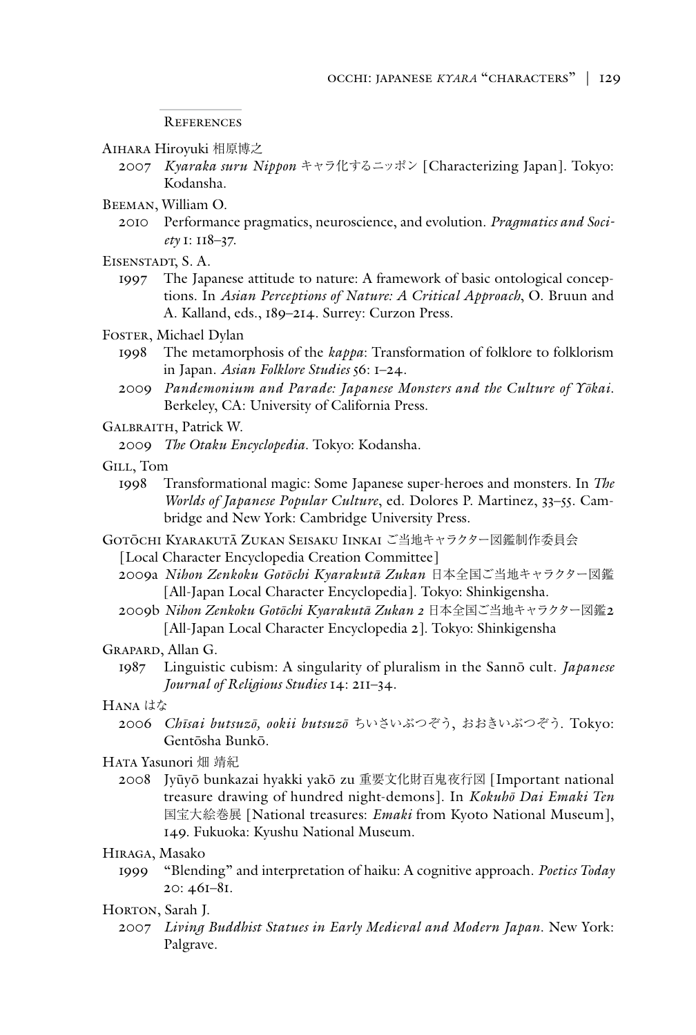## References

Aihara Hiroyuki 相原博之

2007 *Kyaraka suru Nippon* キャラ化するニッポン [Characterizing Japan]. Tokyo: Kodansha.

Beeman, William O.

2010 Performance pragmatics, neuroscience, and evolution. *Pragmatics and Society* 1: 118–37.

Eisenstadt, S. A.

1997 The Japanese attitude to nature: A framework of basic ontological conceptions. In *Asian Perceptions of Nature: A Critical Approach*, O. Bruun and A. Kalland, eds., 189–214. Surrey: Curzon Press.

Foster, Michael Dylan

1998 The metamorphosis of the *kappa*: Transformation of folklore to folklorism in Japan. *Asian Folklore Studies* 56: 1–24.

2009 *Pandemonium and Parade: Japanese Monsters and the Culture of Yōkai*. Berkeley, CA: University of California Press.

Galbraith, Patrick W.

2009 *The Otaku Encyclopedia*. Tokyo: Kodansha.

Gill, Tom

1998 Transformational magic: Some Japanese super-heroes and monsters. In *The Worlds of Japanese Popular Culture*, ed. Dolores P. Martinez, 33–55. Cambridge and New York: Cambridge University Press.

Gotōchi Kyarakutā Zukan Seisaku Iinkai ご当地キャラクター図鑑制作委員会 [Local Character Encyclopedia Creation Committee]

2009a *Nihon Zenkoku Gotōchi Kyarakutā Zukan* 日本全国ご当地キャラクター図鑑 [All-Japan Local Character Encyclopedia]. Tokyo: Shinkigensha.

2009b *Nihon Zenkoku Gotōchi Kyarakutā Zukan 2* 日本全国ご当地キャラクター図鑑2 [All-Japan Local Character Encyclopedia 2]. Tokyo: Shinkigensha

Grapard, Allan G.

1987 Linguistic cubism: A singularity of pluralism in the Sannō cult. *Japanese Journal of Religious Studies* 14: 211–34.

Hana はな

2006 *Chīsai butsuzō, ookii butsuzō* ちいさいぶつぞう, おおきいぶつぞう. Tokyo: Gentōsha Bunkō.

Hata Yasunori 畑 靖紀

2008 Jyūyō bunkazai hyakki yakō zu 重要文化財百鬼夜行図 [Important national treasure drawing of hundred night-demons]. In *Kokuhō Dai Emaki Ten* 国宝大絵巻展 [National treasures: *Emaki* from Kyoto National Museum], 149. Fukuoka: Kyushu National Museum.

Hiraga, Masako

1999 "Blending" and interpretation of haiku: A cognitive approach. *Poetics Today* 20: 461–81.

Horton, Sarah J.

2007 *Living Buddhist Statues in Early Medieval and Modern Japan*. New York: Palgrave.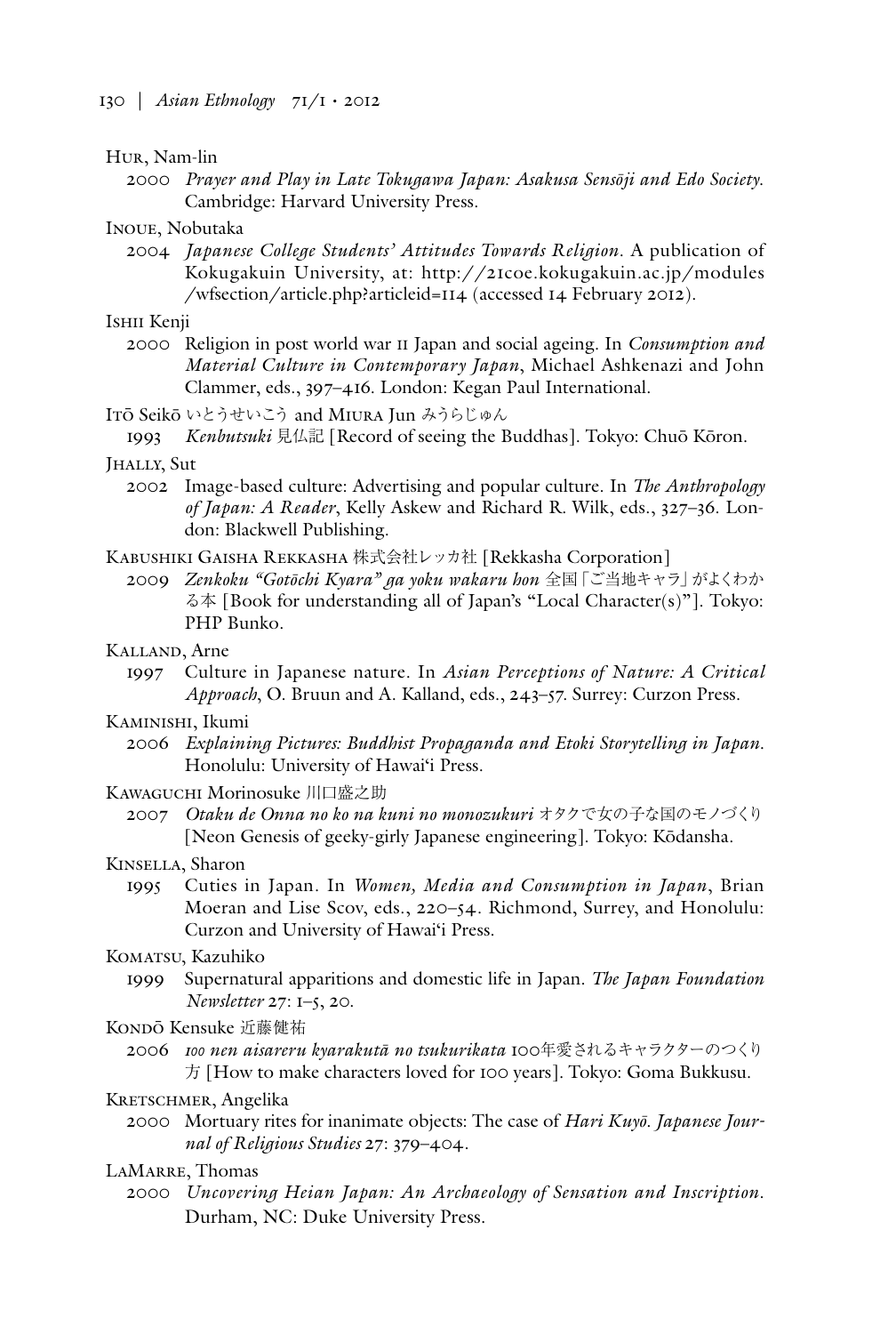Hur, Nam-lin

2000 *Prayer and Play in Late Tokugawa Japan: Asakusa Sensōji and Edo Society*. Cambridge: Harvard University Press.

Inoue, Nobutaka

2004 *Japanese College Students' Attitudes Towards Religion*. A publication of Kokugakuin University, at: http://21coe.kokugakuin.ac.jp/modules/wfsection/article.php?articleid=114 (accessed 14 February 2012).

Ishii Kenji

2000 Religion in post world war II Japan and social ageing. In *Consumption and Material Culture in Contemporary Japan*, Michael Ashkenazi and John Clammer, eds., 397–416. London: Kegan Paul International.

Itō Seikō いとうせいこう and Miura Jun みうらじゅん

1993 *Kenbutsuki* 見仏記 [Record of seeing the Buddhas]. Tokyo: Chuō Kōron.

Jhally, Sut

2002 Image-based culture: Advertising and popular culture. In *The Anthropology of Japan: A Reader*, Kelly Askew and Richard R. Wilk, eds., 327–36. London: Blackwell Publishing.

Kabushiki Gaisha Rekkasha 株式会社レッカ社 [Rekkasha Corporation]

2009 *Zenkoku "Gotōchi Kyara" ga yoku wakaru hon* 全国「ご当地キャラ」がよくわかる本 [Book for understanding all of Japan's "Local Character(s)"]. Tokyo: PHP Bunko.

Kalland, Arne

1997 Culture in Japanese nature. In *Asian Perceptions of Nature: A Critical Approach*, O. Bruun and A. Kalland, eds., 243–57. Surrey: Curzon Press.

Kaminishi, Ikumi

2006 *Explaining Pictures: Buddhist Propaganda and Etoki Storytelling in Japan*. Honolulu: University of Hawai'i Press.

Kawaguchi Morinosuke 川口盛之助

2007 *Otaku de Onna no ko na kuni no monozukuri* オタクで女の子な国のモノづくり [Neon Genesis of geeky-girly Japanese engineering]. Tokyo: Kōdansha.

Kinsella, Sharon

1995 Cuties in Japan. In *Women, Media and Consumption in Japan*, Brian Moeran and Lise Scov, eds., 220–54. Richmond, Surrey, and Honolulu: Curzon and University of Hawai'i Press.

Komatsu, Kazuhiko

1999 Supernatural apparitions and domestic life in Japan. *The Japan Foundation Newsletter* 27: 1–5, 20.

Kondō Kensuke 近藤健祐

2006 *100 nen aisareru kyarakutā no tsukurikata* 100年愛されるキャラクターのつくり方 [How to make characters loved for 100 years]. Tokyo: Goma Bukkusu.

Kretschmer, Angelika

2000 Mortuary rites for inanimate objects: The case of *Hari Kuyō*. *Japanese Journal of Religious Studies* 27: 379–404.

LaMarre, Thomas

2000 *Uncovering Heian Japan: An Archaeology of Sensation and Inscription*. Durham, NC: Duke University Press.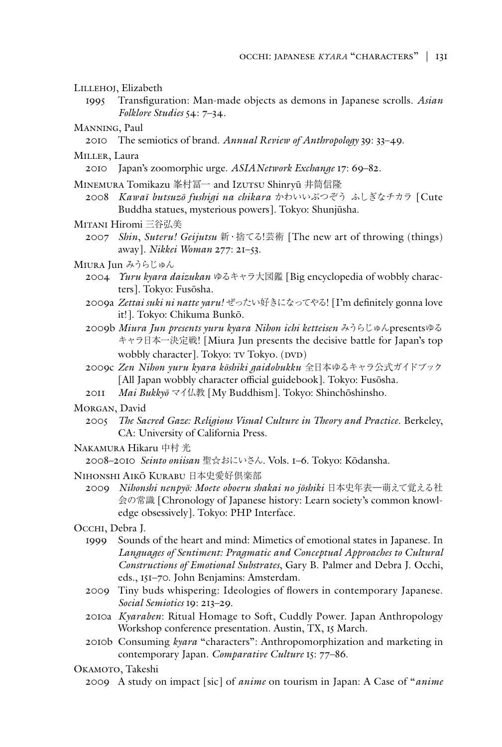Lillehoj, Elizabeth

1995 Transfiguration: Man-made objects as demons in Japanese scrolls. *Asian Folklore Studies* 54: 7–34.

Manning, Paul

2010 The semiotics of brand. *Annual Review of Anthropology* 39: 33–49.

Miller, Laura

2010 Japan's zoomorphic urge. *ASIANetwork Exchange* 17: 69–82.

Minemura Tomikazu 峯村冨一 and Izutsu Shinryū 井筒信隆

2008 *Kawaī butsuzō fushigi na chikara* かわいいぶつぞう ふしぎなチカラ [Cute Buddha statues, mysterious powers]. Tokyo: Shunjūsha.

Mitani Hiromi 三谷弘美

2007 *Shin, Suteru! Geijutsu* 新・捨てる!芸術 [The new art of throwing (things) away]. *Nikkei Woman* 277: 21–53.

Miura Jun みうらじゅん

2004 *Yuru kyara daizukan* ゆるキャラ大図鑑 [Big encyclopedia of wobbly characters]. Tokyo: Fusōsha.

2009a *Zettai suki ni natte yaru!* ぜったい好きになってやる! [I'm definitely gonna love it!]. Tokyo: Chikuma Bunkō.

2009b *Miura Jun presents yuru kyara Nihon ichi ketteisen* みうらじゅんpresentsゆるキャラ日本一決定戦! [Miura Jun presents the decisive battle for Japan's top wobbly character]. Tokyo: TV Tokyo. (DVD)

2009c *Zen Nihon yuru kyara kōshiki gaidobukku* 全日本ゆるキャラ公式ガイドブック [All Japan wobbly character official guidebook]. Tokyo: Fusōsha.

2011 *Mai Bukkyō* マイ仏教 [My Buddhism]. Tokyo: Shinchōshinsho.

Morgan, David

2005 *The Sacred Gaze: Religious Visual Culture in Theory and Practice*. Berkeley, CA: University of California Press.

Nakamura Hikaru 中村 光

2008–2010 *Seinto oniisan* 聖☆おにいさん. Vols. 1–6. Tokyo: Kōdansha.

Nihonshi Aikō Kurabu 日本史愛好倶楽部

2009 *Nihonshi nenpyō: Moete oboeru shakai no jōshiki* 日本史年表—萌えて覚える社会の常識 [Chronology of Japanese history: Learn society's common knowledge obsessively]. Tokyo: PHP Interface.

Occhi, Debra J.

1999 Sounds of the heart and mind: Mimetics of emotional states in Japanese. In *Languages of Sentiment: Pragmatic and Conceptual Approaches to Cultural Constructions of Emotional Substrates*, Gary B. Palmer and Debra J. Occhi, eds., 151–70. John Benjamins: Amsterdam.

2009 Tiny buds whispering: Ideologies of flowers in contemporary Japanese. *Social Semiotics* 19: 213–29.

2010a *Kyaraben*: Ritual Homage to Soft, Cuddly Power. Japan Anthropology Workshop conference presentation. Austin, TX, 15 March.

2010b Consuming *kyara* "characters": Anthropomorphization and marketing in contemporary Japan. *Comparative Culture* 15: 77–86.

Okamoto, Takeshi

2009 A study on impact [sic] of *anime* on tourism in Japan: A Case of "*anime*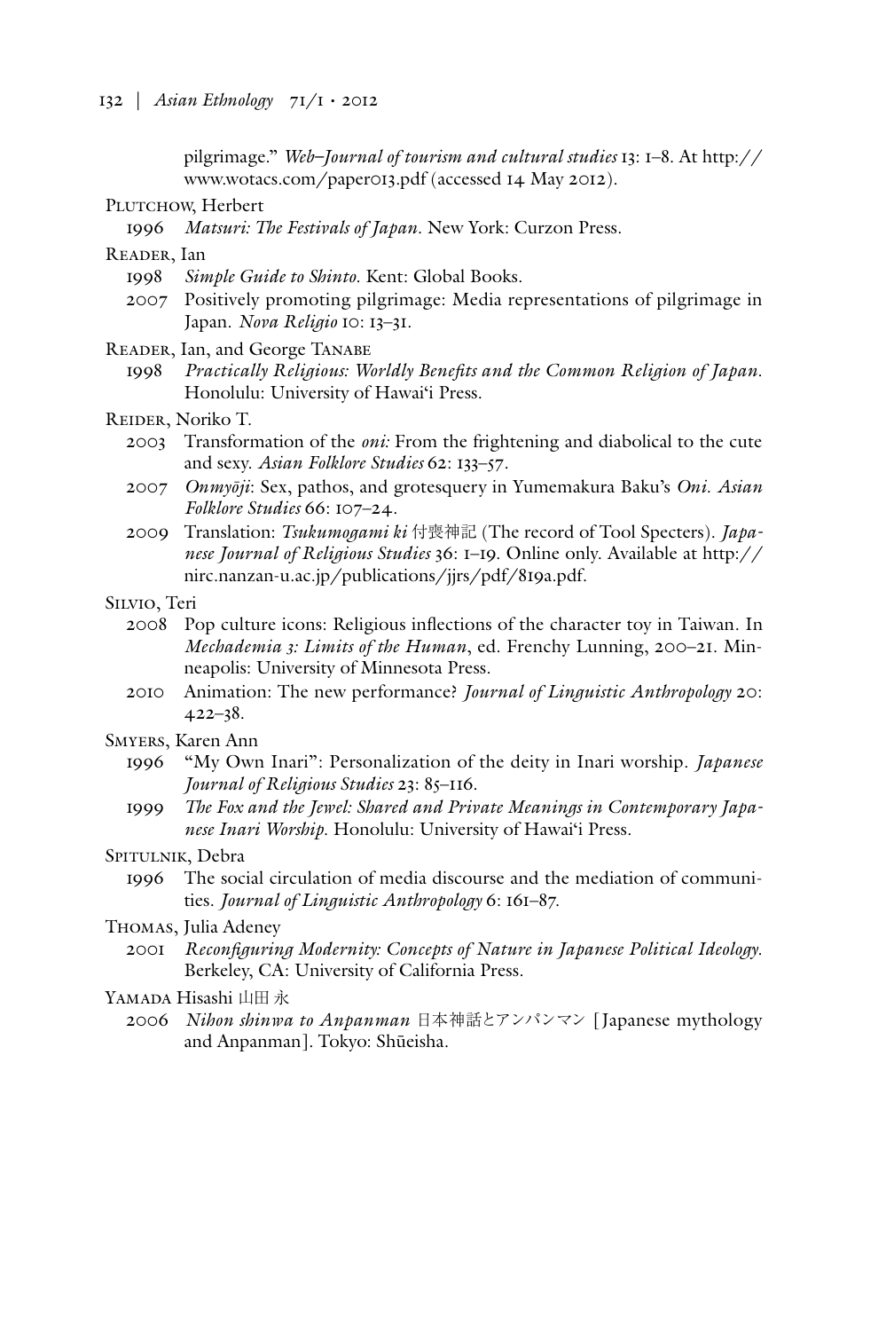pilgrimage." *Web–Journal of tourism and cultural studies* 13: 1–8. At http://www.wotacs.com/paper013.pdf (accessed 14 May 2012).

Plutchow, Herbert
: 1996 *Matsuri: The Festivals of Japan*. New York: Curzon Press.

Reader, Ian
: 1998 *Simple Guide to Shinto*. Kent: Global Books.
: 2007 Positively promoting pilgrimage: Media representations of pilgrimage in Japan. *Nova Religio* 10: 13–31.

Reader, Ian, and George Tanabe
: 1998 *Practically Religious: Worldly Benefits and the Common Religion of Japan*. Honolulu: University of Hawai'i Press.

Reider, Noriko T.
: 2003 Transformation of the *oni:* From the frightening and diabolical to the cute and sexy. *Asian Folklore Studies* 62: 133–57.
: 2007 *Onmyōji*: Sex, pathos, and grotesquery in Yumemakura Baku's *Oni*. *Asian Folklore Studies* 66: 107–24.
: 2009 Translation: *Tsukumogami ki* 付喪神記 (The record of Tool Specters). *Japanese Journal of Religious Studies* 36: 1–19. Online only. Available at http://nirc.nanzan-u.ac.jp/publications/jjrs/pdf/819a.pdf.

Silvio, Teri
: 2008 Pop culture icons: Religious inflections of the character toy in Taiwan. In *Mechademia 3: Limits of the Human*, ed. Frenchy Lunning, 200–21. Minneapolis: University of Minnesota Press.
: 2010 Animation: The new performance? *Journal of Linguistic Anthropology* 20: 422–38.

Smyers, Karen Ann
: 1996 "My Own Inari": Personalization of the deity in Inari worship. *Japanese Journal of Religious Studies* 23: 85–116.
: 1999 *The Fox and the Jewel: Shared and Private Meanings in Contemporary Japanese Inari Worship*. Honolulu: University of Hawai'i Press.

Spitulnik, Debra
: 1996 The social circulation of media discourse and the mediation of communities. *Journal of Linguistic Anthropology* 6: 161–87.

Thomas, Julia Adeney
: 2001 *Reconfiguring Modernity: Concepts of Nature in Japanese Political Ideology*. Berkeley, CA: University of California Press.

Yamada Hisashi 山田 永
: 2006 *Nihon shinwa to Anpanman* 日本神話とアンパンマン [Japanese mythology and Anpanman]. Tokyo: Shūeisha.